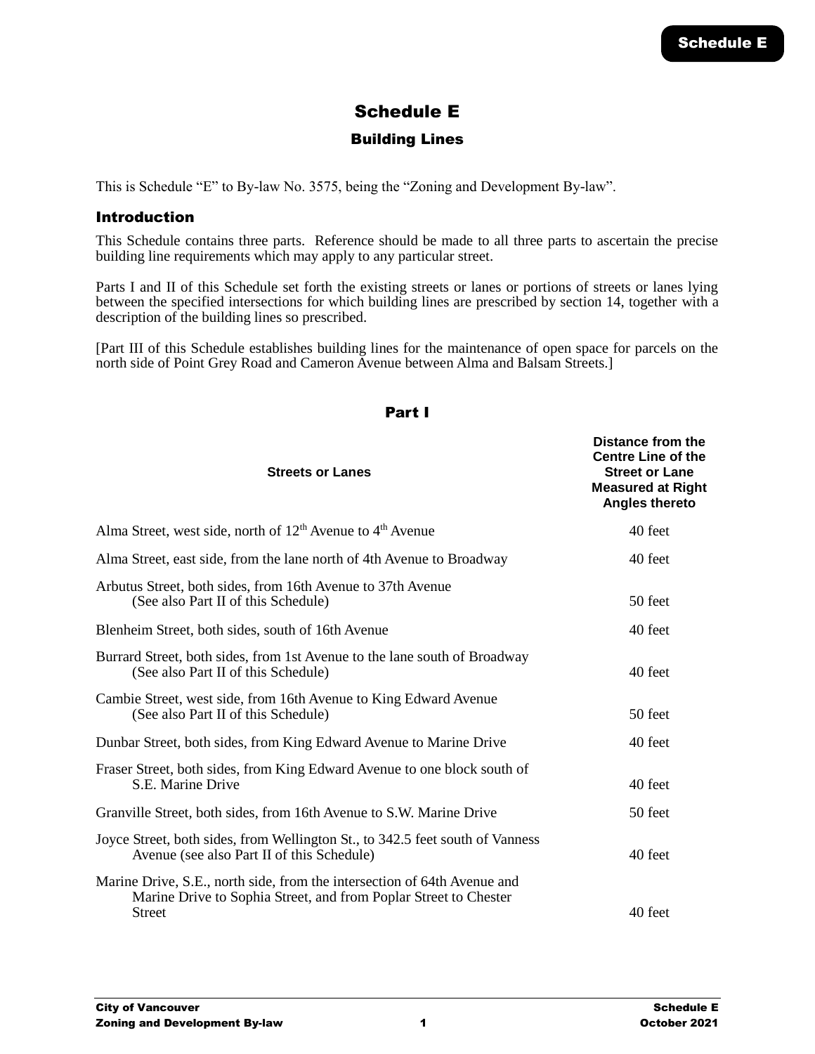# Schedule E

## Building Lines

This is Schedule "E" to By-law No. 3575, being the "Zoning and Development By-law".

### Introduction

This Schedule contains three parts. Reference should be made to all three parts to ascertain the precise building line requirements which may apply to any particular street.

Parts I and II of this Schedule set forth the existing streets or lanes or portions of streets or lanes lying between the specified intersections for which building lines are prescribed by section 14, together with a description of the building lines so prescribed.

[Part III of this Schedule establishes building lines for the maintenance of open space for parcels on the north side of Point Grey Road and Cameron Avenue between Alma and Balsam Streets.]

## Part I

| Streets or Lanes | Distance from the Centre Line of the Street or Lane Measured at Right Angles thereto |
|---|---|
| Alma Street, west side, north of 12th Avenue to 4th Avenue | 40 feet |
| Alma Street, east side, from the lane north of 4th Avenue to Broadway | 40 feet |
| Arbutus Street, both sides, from 16th Avenue to 37th Avenue (See also Part II of this Schedule) | 50 feet |
| Blenheim Street, both sides, south of 16th Avenue | 40 feet |
| Burrard Street, both sides, from 1st Avenue to the lane south of Broadway (See also Part II of this Schedule) | 40 feet |
| Cambie Street, west side, from 16th Avenue to King Edward Avenue (See also Part II of this Schedule) | 50 feet |
| Dunbar Street, both sides, from King Edward Avenue to Marine Drive | 40 feet |
| Fraser Street, both sides, from King Edward Avenue to one block south of S.E. Marine Drive | 40 feet |
| Granville Street, both sides, from 16th Avenue to S.W. Marine Drive | 50 feet |
| Joyce Street, both sides, from Wellington St., to 342.5 feet south of Vanness Avenue (see also Part II of this Schedule) | 40 feet |
| Marine Drive, S.E., north side, from the intersection of 64th Avenue and Marine Drive to Sophia Street, and from Poplar Street to Chester Street | 40 feet |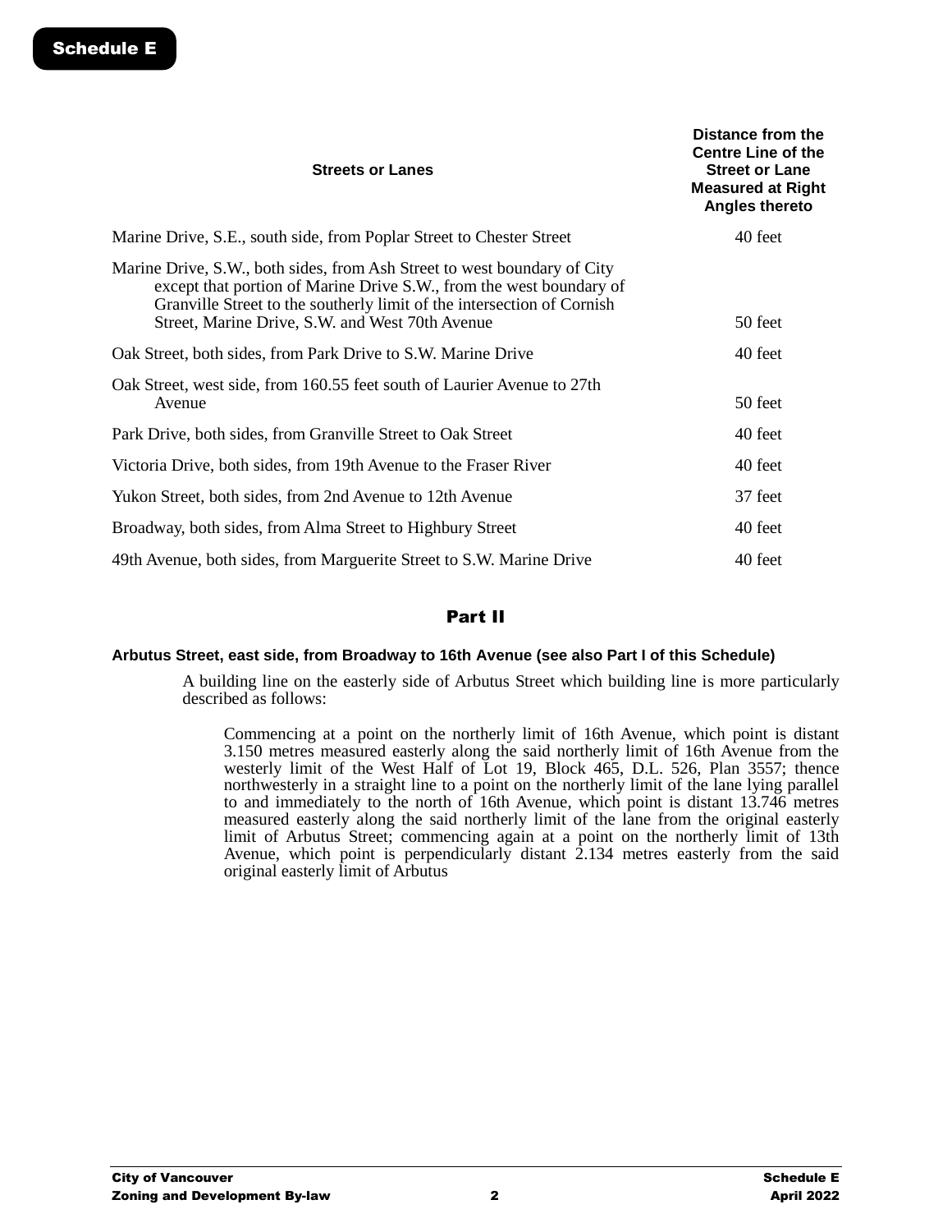| Streets or Lanes | Distance from the Centre Line of the Street or Lane Measured at Right Angles thereto |
|---|---|
| Marine Drive, S.E., south side, from Poplar Street to Chester Street | 40 feet |
| Marine Drive, S.W., both sides, from Ash Street to west boundary of City except that portion of Marine Drive S.W., from the west boundary of Granville Street to the southerly limit of the intersection of Cornish Street, Marine Drive, S.W. and West 70th Avenue | 50 feet |
| Oak Street, both sides, from Park Drive to S.W. Marine Drive | 40 feet |
| Oak Street, west side, from 160.55 feet south of Laurier Avenue to 27th Avenue | 50 feet |
| Park Drive, both sides, from Granville Street to Oak Street | 40 feet |
| Victoria Drive, both sides, from 19th Avenue to the Fraser River | 40 feet |
| Yukon Street, both sides, from 2nd Avenue to 12th Avenue | 37 feet |
| Broadway, both sides, from Alma Street to Highbury Street | 40 feet |
| 49th Avenue, both sides, from Marguerite Street to S.W. Marine Drive | 40 feet |

## Part II

**Arbutus Street, east side, from Broadway to 16th Avenue (see also Part I of this Schedule)**

A building line on the easterly side of Arbutus Street which building line is more particularly described as follows:

Commencing at a point on the northerly limit of 16th Avenue, which point is distant 3.150 metres measured easterly along the said northerly limit of 16th Avenue from the westerly limit of the West Half of Lot 19, Block 465, D.L. 526, Plan 3557; thence northwesterly in a straight line to a point on the northerly limit of the lane lying parallel to and immediately to the north of 16th Avenue, which point is distant 13.746 metres measured easterly along the said northerly limit of the lane from the original easterly limit of Arbutus Street; commencing again at a point on the northerly limit of 13th Avenue, which point is perpendicularly distant 2.134 metres easterly from the said original easterly limit of Arbutus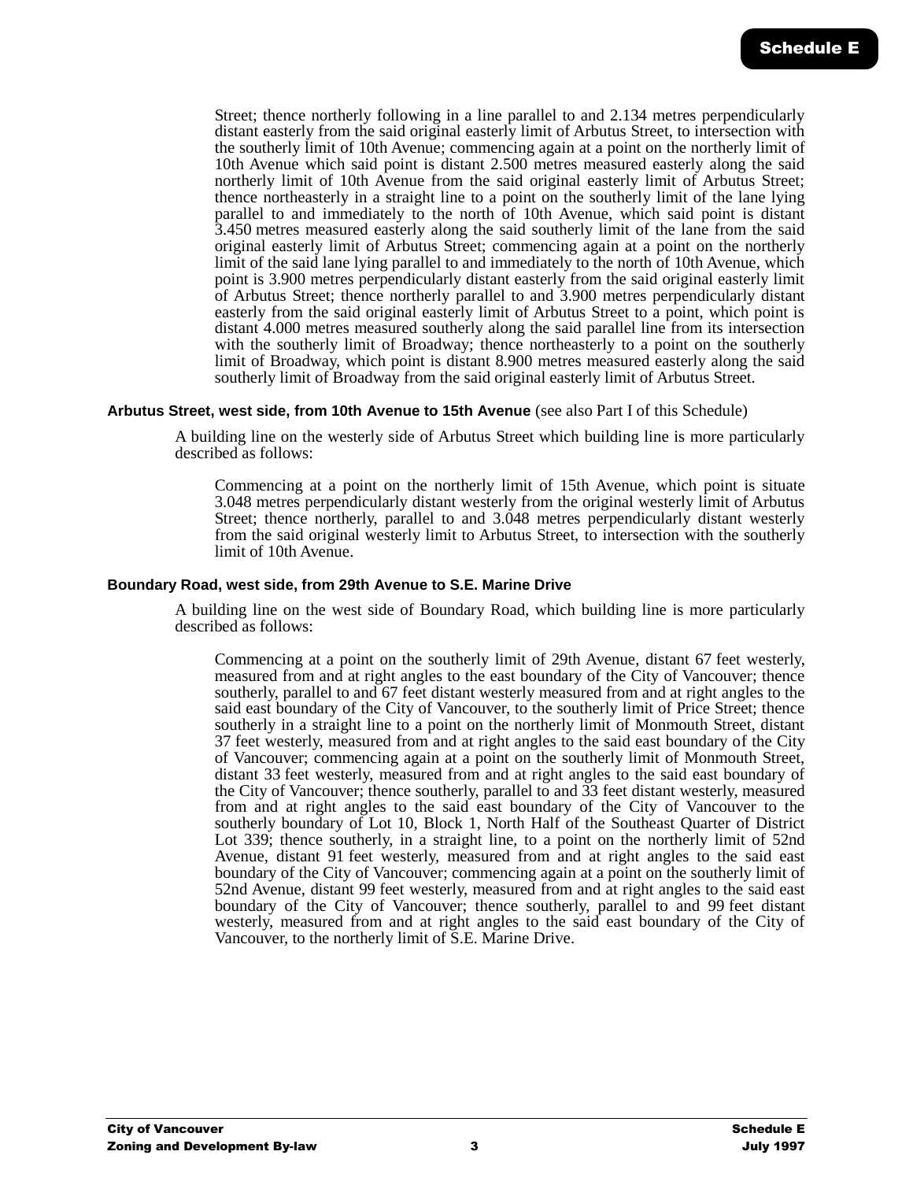Street; thence northerly following in a line parallel to and 2.134 metres perpendicularly distant easterly from the said original easterly limit of Arbutus Street, to intersection with the southerly limit of 10th Avenue; commencing again at a point on the northerly limit of 10th Avenue which said point is distant 2.500 metres measured easterly along the said northerly limit of 10th Avenue from the said original easterly limit of Arbutus Street; thence northeasterly in a straight line to a point on the southerly limit of the lane lying parallel to and immediately to the north of 10th Avenue, which said point is distant 3.450 metres measured easterly along the said southerly limit of the lane from the said original easterly limit of Arbutus Street; commencing again at a point on the northerly limit of the said lane lying parallel to and immediately to the north of 10th Avenue, which point is 3.900 metres perpendicularly distant easterly from the said original easterly limit of Arbutus Street; thence northerly parallel to and 3.900 metres perpendicularly distant easterly from the said original easterly limit of Arbutus Street to a point, which point is distant 4.000 metres measured southerly along the said parallel line from its intersection with the southerly limit of Broadway; thence northeasterly to a point on the southerly limit of Broadway, which point is distant 8.900 metres measured easterly along the said southerly limit of Broadway from the said original easterly limit of Arbutus Street.

**Arbutus Street, west side, from 10th Avenue to 15th Avenue** (see also Part I of this Schedule)

A building line on the westerly side of Arbutus Street which building line is more particularly described as follows:

Commencing at a point on the northerly limit of 15th Avenue, which point is situate 3.048 metres perpendicularly distant westerly from the original westerly limit of Arbutus Street; thence northerly, parallel to and 3.048 metres perpendicularly distant westerly from the said original westerly limit to Arbutus Street, to intersection with the southerly limit of 10th Avenue.

**Boundary Road, west side, from 29th Avenue to S.E. Marine Drive**

A building line on the west side of Boundary Road, which building line is more particularly described as follows:

Commencing at a point on the southerly limit of 29th Avenue, distant 67 feet westerly, measured from and at right angles to the east boundary of the City of Vancouver; thence southerly, parallel to and 67 feet distant westerly measured from and at right angles to the said east boundary of the City of Vancouver, to the southerly limit of Price Street; thence southerly in a straight line to a point on the northerly limit of Monmouth Street, distant 37 feet westerly, measured from and at right angles to the said east boundary of the City of Vancouver; commencing again at a point on the southerly limit of Monmouth Street, distant 33 feet westerly, measured from and at right angles to the said east boundary of the City of Vancouver; thence southerly, parallel to and 33 feet distant westerly, measured from and at right angles to the said east boundary of the City of Vancouver to the southerly boundary of Lot 10, Block 1, North Half of the Southeast Quarter of District Lot 339; thence southerly, in a straight line, to a point on the northerly limit of 52nd Avenue, distant 91 feet westerly, measured from and at right angles to the said east boundary of the City of Vancouver; commencing again at a point on the southerly limit of 52nd Avenue, distant 99 feet westerly, measured from and at right angles to the said east boundary of the City of Vancouver; thence southerly, parallel to and 99 feet distant westerly, measured from and at right angles to the said east boundary of the City of Vancouver, to the northerly limit of S.E. Marine Drive.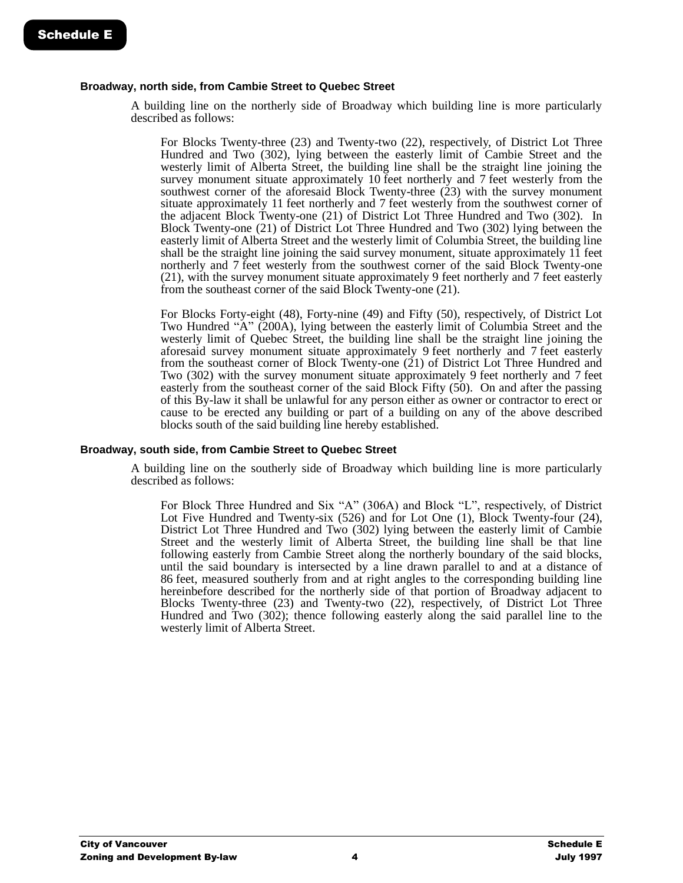### Broadway, north side, from Cambie Street to Quebec Street

A building line on the northerly side of Broadway which building line is more particularly described as follows:

For Blocks Twenty-three (23) and Twenty-two (22), respectively, of District Lot Three Hundred and Two (302), lying between the easterly limit of Cambie Street and the westerly limit of Alberta Street, the building line shall be the straight line joining the survey monument situate approximately 10 feet northerly and 7 feet westerly from the southwest corner of the aforesaid Block Twenty-three (23) with the survey monument situate approximately 11 feet northerly and 7 feet westerly from the southwest corner of the adjacent Block Twenty-one (21) of District Lot Three Hundred and Two (302). In Block Twenty-one (21) of District Lot Three Hundred and Two (302) lying between the easterly limit of Alberta Street and the westerly limit of Columbia Street, the building line shall be the straight line joining the said survey monument, situate approximately 11 feet northerly and 7 feet westerly from the southwest corner of the said Block Twenty-one (21), with the survey monument situate approximately 9 feet northerly and 7 feet easterly from the southeast corner of the said Block Twenty-one (21).

For Blocks Forty-eight (48), Forty-nine (49) and Fifty (50), respectively, of District Lot Two Hundred "A" (200A), lying between the easterly limit of Columbia Street and the westerly limit of Quebec Street, the building line shall be the straight line joining the aforesaid survey monument situate approximately 9 feet northerly and 7 feet easterly from the southeast corner of Block Twenty-one (21) of District Lot Three Hundred and Two (302) with the survey monument situate approximately 9 feet northerly and 7 feet easterly from the southeast corner of the said Block Fifty (50). On and after the passing of this By-law it shall be unlawful for any person either as owner or contractor to erect or cause to be erected any building or part of a building on any of the above described blocks south of the said building line hereby established.

### Broadway, south side, from Cambie Street to Quebec Street

A building line on the southerly side of Broadway which building line is more particularly described as follows:

For Block Three Hundred and Six "A" (306A) and Block "L", respectively, of District Lot Five Hundred and Twenty-six (526) and for Lot One (1), Block Twenty-four (24), District Lot Three Hundred and Two (302) lying between the easterly limit of Cambie Street and the westerly limit of Alberta Street, the building line shall be that line following easterly from Cambie Street along the northerly boundary of the said blocks, until the said boundary is intersected by a line drawn parallel to and at a distance of 86 feet, measured southerly from and at right angles to the corresponding building line hereinbefore described for the northerly side of that portion of Broadway adjacent to Blocks Twenty-three (23) and Twenty-two (22), respectively, of District Lot Three Hundred and Two (302); thence following easterly along the said parallel line to the westerly limit of Alberta Street.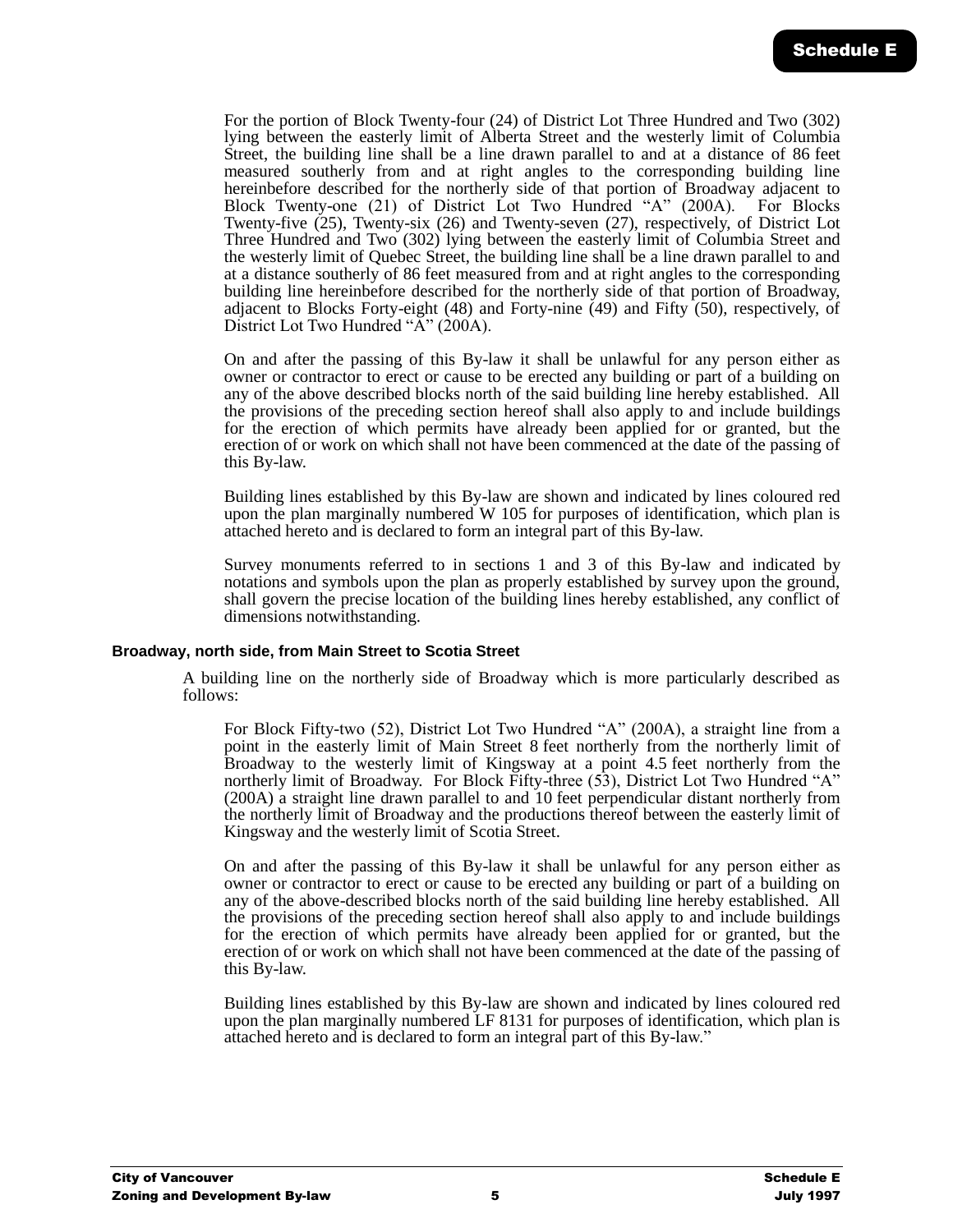For the portion of Block Twenty-four (24) of District Lot Three Hundred and Two (302) lying between the easterly limit of Alberta Street and the westerly limit of Columbia Street, the building line shall be a line drawn parallel to and at a distance of 86 feet measured southerly from and at right angles to the corresponding building line hereinbefore described for the northerly side of that portion of Broadway adjacent to Block Twenty-one (21) of District Lot Two Hundred "A" (200A). For Blocks Twenty-five (25), Twenty-six (26) and Twenty-seven (27), respectively, of District Lot Three Hundred and Two (302) lying between the easterly limit of Columbia Street and the westerly limit of Quebec Street, the building line shall be a line drawn parallel to and at a distance southerly of 86 feet measured from and at right angles to the corresponding building line hereinbefore described for the northerly side of that portion of Broadway, adjacent to Blocks Forty-eight (48) and Forty-nine (49) and Fifty (50), respectively, of District Lot Two Hundred "A" (200A).

On and after the passing of this By-law it shall be unlawful for any person either as owner or contractor to erect or cause to be erected any building or part of a building on any of the above described blocks north of the said building line hereby established. All the provisions of the preceding section hereof shall also apply to and include buildings for the erection of which permits have already been applied for or granted, but the erection of or work on which shall not have been commenced at the date of the passing of this By-law.

Building lines established by this By-law are shown and indicated by lines coloured red upon the plan marginally numbered W 105 for purposes of identification, which plan is attached hereto and is declared to form an integral part of this By-law.

Survey monuments referred to in sections 1 and 3 of this By-law and indicated by notations and symbols upon the plan as properly established by survey upon the ground, shall govern the precise location of the building lines hereby established, any conflict of dimensions notwithstanding.

**Broadway, north side, from Main Street to Scotia Street**

A building line on the northerly side of Broadway which is more particularly described as follows:

For Block Fifty-two (52), District Lot Two Hundred "A" (200A), a straight line from a point in the easterly limit of Main Street 8 feet northerly from the northerly limit of Broadway to the westerly limit of Kingsway at a point 4.5 feet northerly from the northerly limit of Broadway. For Block Fifty-three (53), District Lot Two Hundred "A" (200A) a straight line drawn parallel to and 10 feet perpendicular distant northerly from the northerly limit of Broadway and the productions thereof between the easterly limit of Kingsway and the westerly limit of Scotia Street.

On and after the passing of this By-law it shall be unlawful for any person either as owner or contractor to erect or cause to be erected any building or part of a building on any of the above-described blocks north of the said building line hereby established. All the provisions of the preceding section hereof shall also apply to and include buildings for the erection of which permits have already been applied for or granted, but the erection of or work on which shall not have been commenced at the date of the passing of this By-law.

Building lines established by this By-law are shown and indicated by lines coloured red upon the plan marginally numbered LF 8131 for purposes of identification, which plan is attached hereto and is declared to form an integral part of this By-law."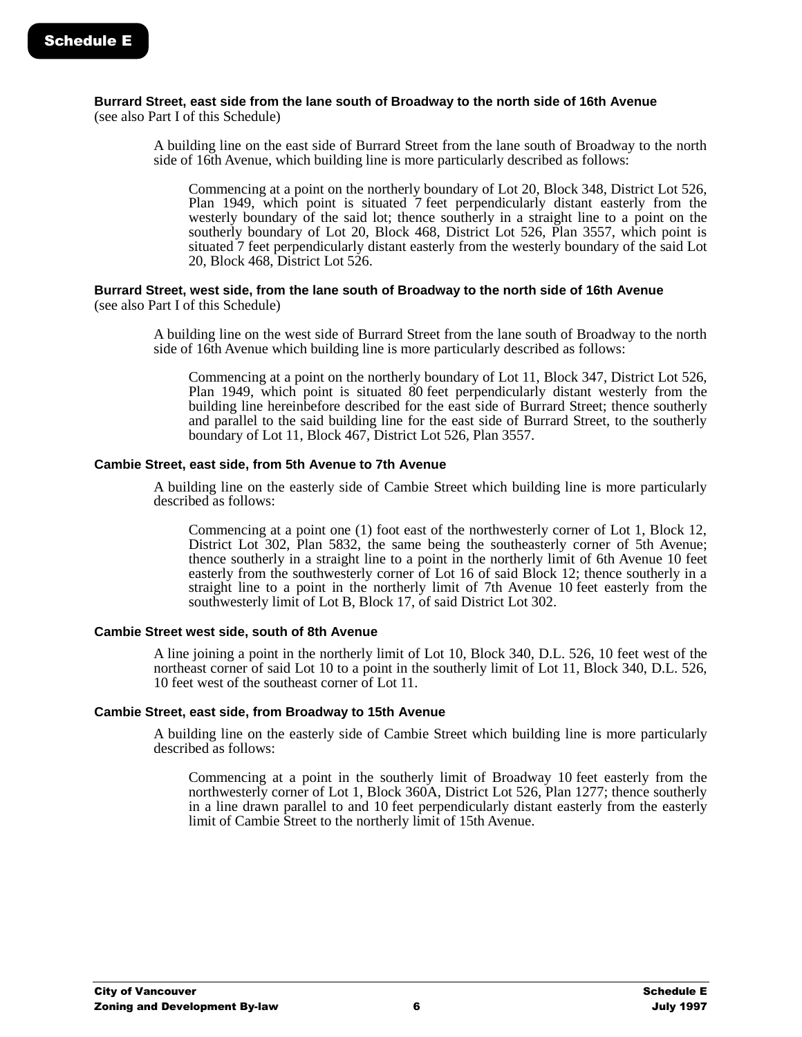**Burrard Street, east side from the lane south of Broadway to the north side of 16th Avenue**
(see also Part I of this Schedule)

A building line on the east side of Burrard Street from the lane south of Broadway to the north side of 16th Avenue, which building line is more particularly described as follows:

Commencing at a point on the northerly boundary of Lot 20, Block 348, District Lot 526, Plan 1949, which point is situated 7 feet perpendicularly distant easterly from the westerly boundary of the said lot; thence southerly in a straight line to a point on the southerly boundary of Lot 20, Block 468, District Lot 526, Plan 3557, which point is situated 7 feet perpendicularly distant easterly from the westerly boundary of the said Lot 20, Block 468, District Lot 526.

**Burrard Street, west side, from the lane south of Broadway to the north side of 16th Avenue**
(see also Part I of this Schedule)

A building line on the west side of Burrard Street from the lane south of Broadway to the north side of 16th Avenue which building line is more particularly described as follows:

Commencing at a point on the northerly boundary of Lot 11, Block 347, District Lot 526, Plan 1949, which point is situated 80 feet perpendicularly distant westerly from the building line hereinbefore described for the east side of Burrard Street; thence southerly and parallel to the said building line for the east side of Burrard Street, to the southerly boundary of Lot 11, Block 467, District Lot 526, Plan 3557.

**Cambie Street, east side, from 5th Avenue to 7th Avenue**

A building line on the easterly side of Cambie Street which building line is more particularly described as follows:

Commencing at a point one (1) foot east of the northwesterly corner of Lot 1, Block 12, District Lot 302, Plan 5832, the same being the southeasterly corner of 5th Avenue; thence southerly in a straight line to a point in the northerly limit of 6th Avenue 10 feet easterly from the southwesterly corner of Lot 16 of said Block 12; thence southerly in a straight line to a point in the northerly limit of 7th Avenue 10 feet easterly from the southwesterly limit of Lot B, Block 17, of said District Lot 302.

**Cambie Street west side, south of 8th Avenue**

A line joining a point in the northerly limit of Lot 10, Block 340, D.L. 526, 10 feet west of the northeast corner of said Lot 10 to a point in the southerly limit of Lot 11, Block 340, D.L. 526, 10 feet west of the southeast corner of Lot 11.

**Cambie Street, east side, from Broadway to 15th Avenue**

A building line on the easterly side of Cambie Street which building line is more particularly described as follows:

Commencing at a point in the southerly limit of Broadway 10 feet easterly from the northwesterly corner of Lot 1, Block 360A, District Lot 526, Plan 1277; thence southerly in a line drawn parallel to and 10 feet perpendicularly distant easterly from the easterly limit of Cambie Street to the northerly limit of 15th Avenue.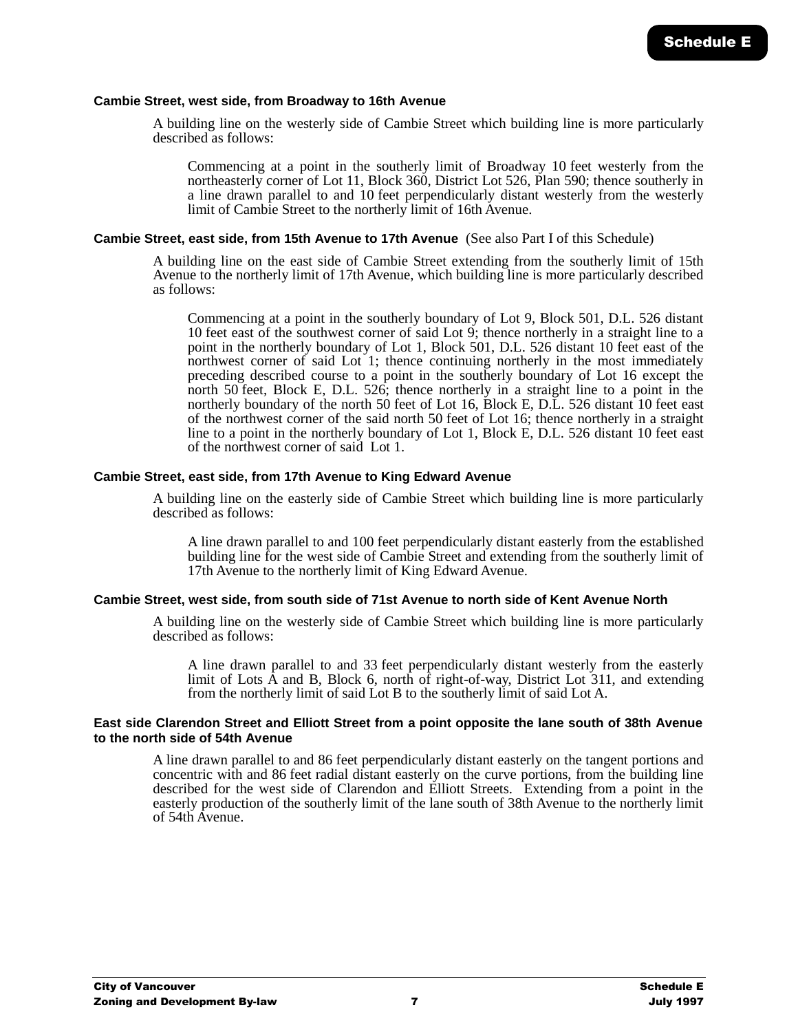**Cambie Street, west side, from Broadway to 16th Avenue**

A building line on the westerly side of Cambie Street which building line is more particularly described as follows:

Commencing at a point in the southerly limit of Broadway 10 feet westerly from the northeasterly corner of Lot 11, Block 360, District Lot 526, Plan 590; thence southerly in a line drawn parallel to and 10 feet perpendicularly distant westerly from the westerly limit of Cambie Street to the northerly limit of 16th Avenue.

**Cambie Street, east side, from 15th Avenue to 17th Avenue** (See also Part I of this Schedule)

A building line on the east side of Cambie Street extending from the southerly limit of 15th Avenue to the northerly limit of 17th Avenue, which building line is more particularly described as follows:

Commencing at a point in the southerly boundary of Lot 9, Block 501, D.L. 526 distant 10 feet east of the southwest corner of said Lot 9; thence northerly in a straight line to a point in the northerly boundary of Lot 1, Block 501, D.L. 526 distant 10 feet east of the northwest corner of said Lot 1; thence continuing northerly in the most immediately preceding described course to a point in the southerly boundary of Lot 16 except the north 50 feet, Block E, D.L. 526; thence northerly in a straight line to a point in the northerly boundary of the north 50 feet of Lot 16, Block E, D.L. 526 distant 10 feet east of the northwest corner of the said north 50 feet of Lot 16; thence northerly in a straight line to a point in the northerly boundary of Lot 1, Block E, D.L. 526 distant 10 feet east of the northwest corner of said Lot 1.

**Cambie Street, east side, from 17th Avenue to King Edward Avenue**

A building line on the easterly side of Cambie Street which building line is more particularly described as follows:

A line drawn parallel to and 100 feet perpendicularly distant easterly from the established building line for the west side of Cambie Street and extending from the southerly limit of 17th Avenue to the northerly limit of King Edward Avenue.

**Cambie Street, west side, from south side of 71st Avenue to north side of Kent Avenue North**

A building line on the westerly side of Cambie Street which building line is more particularly described as follows:

A line drawn parallel to and 33 feet perpendicularly distant westerly from the easterly limit of Lots A and B, Block 6, north of right-of-way, District Lot 311, and extending from the northerly limit of said Lot B to the southerly limit of said Lot A.

**East side Clarendon Street and Elliott Street from a point opposite the lane south of 38th Avenue to the north side of 54th Avenue**

A line drawn parallel to and 86 feet perpendicularly distant easterly on the tangent portions and concentric with and 86 feet radial distant easterly on the curve portions, from the building line described for the west side of Clarendon and Elliott Streets. Extending from a point in the easterly production of the southerly limit of the lane south of 38th Avenue to the northerly limit of 54th Avenue.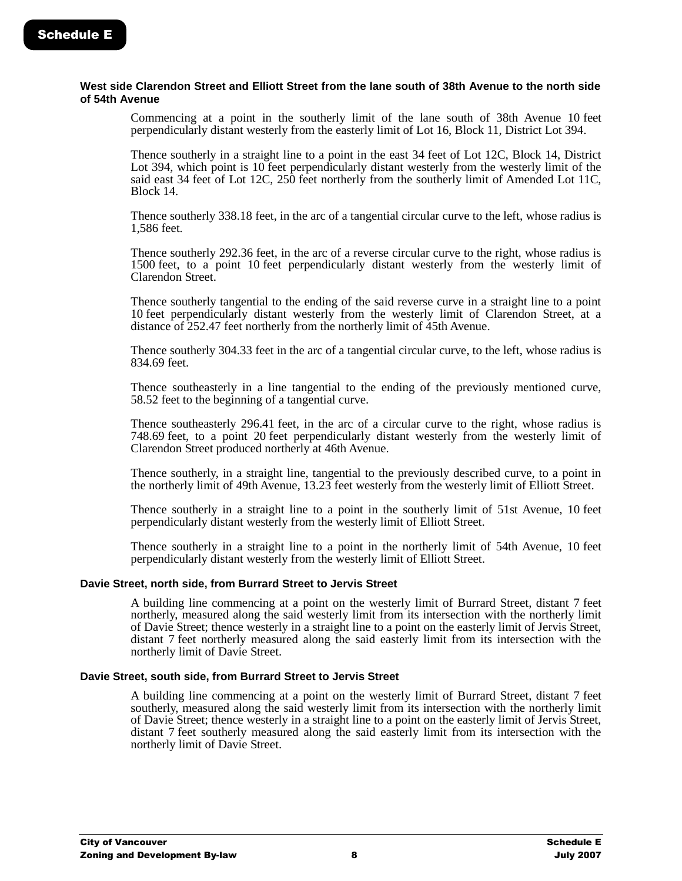**West side Clarendon Street and Elliott Street from the lane south of 38th Avenue to the north side of 54th Avenue**

Commencing at a point in the southerly limit of the lane south of 38th Avenue 10 feet perpendicularly distant westerly from the easterly limit of Lot 16, Block 11, District Lot 394.

Thence southerly in a straight line to a point in the east 34 feet of Lot 12C, Block 14, District Lot 394, which point is 10 feet perpendicularly distant westerly from the westerly limit of the said east 34 feet of Lot 12C, 250 feet northerly from the southerly limit of Amended Lot 11C, Block 14.

Thence southerly 338.18 feet, in the arc of a tangential circular curve to the left, whose radius is 1,586 feet.

Thence southerly 292.36 feet, in the arc of a reverse circular curve to the right, whose radius is 1500 feet, to a point 10 feet perpendicularly distant westerly from the westerly limit of Clarendon Street.

Thence southerly tangential to the ending of the said reverse curve in a straight line to a point 10 feet perpendicularly distant westerly from the westerly limit of Clarendon Street, at a distance of 252.47 feet northerly from the northerly limit of 45th Avenue.

Thence southerly 304.33 feet in the arc of a tangential circular curve, to the left, whose radius is 834.69 feet.

Thence southeasterly in a line tangential to the ending of the previously mentioned curve, 58.52 feet to the beginning of a tangential curve.

Thence southeasterly 296.41 feet, in the arc of a circular curve to the right, whose radius is 748.69 feet, to a point 20 feet perpendicularly distant westerly from the westerly limit of Clarendon Street produced northerly at 46th Avenue.

Thence southerly, in a straight line, tangential to the previously described curve, to a point in the northerly limit of 49th Avenue, 13.23 feet westerly from the westerly limit of Elliott Street.

Thence southerly in a straight line to a point in the southerly limit of 51st Avenue, 10 feet perpendicularly distant westerly from the westerly limit of Elliott Street.

Thence southerly in a straight line to a point in the northerly limit of 54th Avenue, 10 feet perpendicularly distant westerly from the westerly limit of Elliott Street.

**Davie Street, north side, from Burrard Street to Jervis Street**

A building line commencing at a point on the westerly limit of Burrard Street, distant 7 feet northerly, measured along the said westerly limit from its intersection with the northerly limit of Davie Street; thence westerly in a straight line to a point on the easterly limit of Jervis Street, distant 7 feet northerly measured along the said easterly limit from its intersection with the northerly limit of Davie Street.

**Davie Street, south side, from Burrard Street to Jervis Street**

A building line commencing at a point on the westerly limit of Burrard Street, distant 7 feet southerly, measured along the said westerly limit from its intersection with the northerly limit of Davie Street; thence westerly in a straight line to a point on the easterly limit of Jervis Street, distant 7 feet southerly measured along the said easterly limit from its intersection with the northerly limit of Davie Street.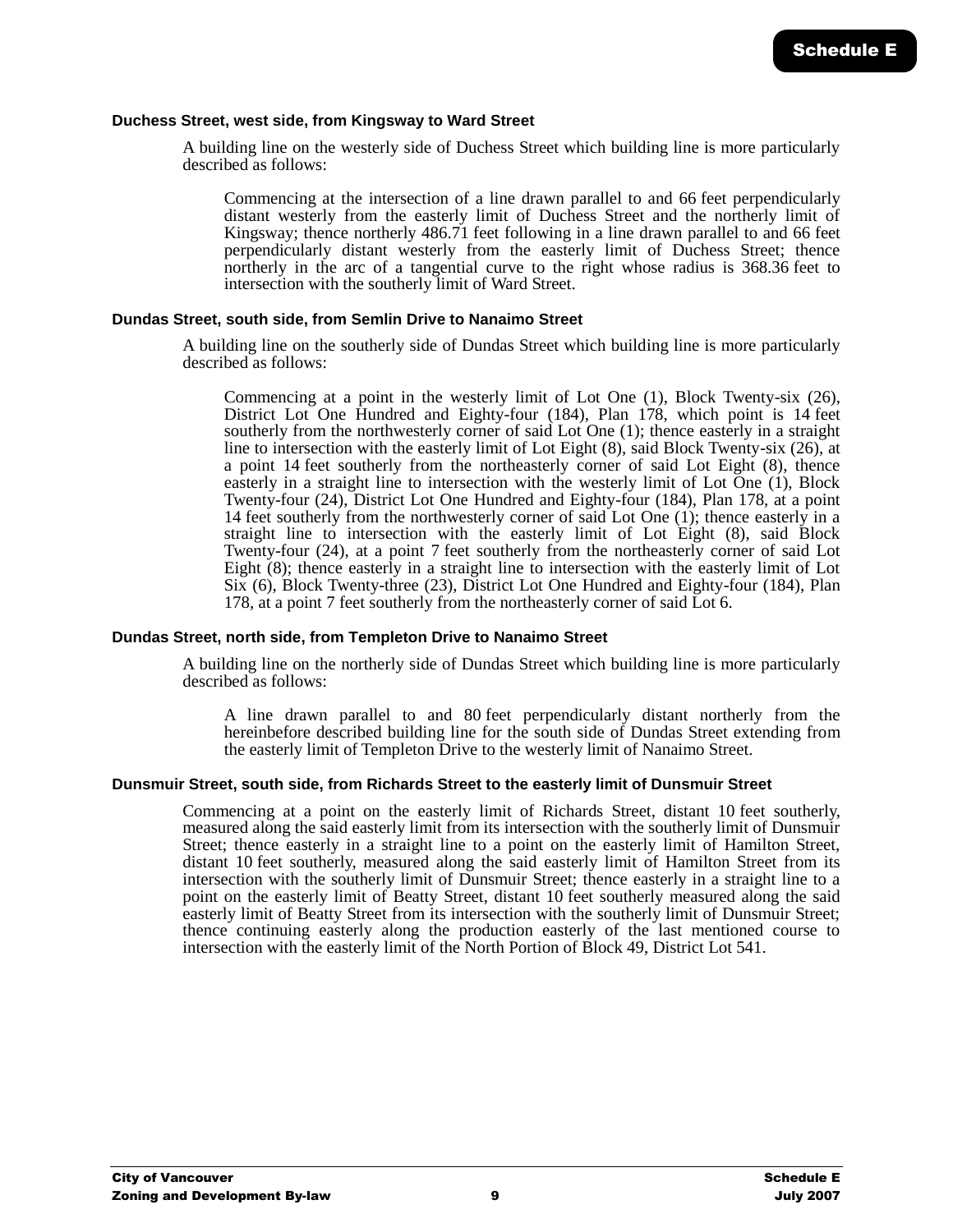#### Duchess Street, west side, from Kingsway to Ward Street

A building line on the westerly side of Duchess Street which building line is more particularly described as follows:

> Commencing at the intersection of a line drawn parallel to and 66 feet perpendicularly distant westerly from the easterly limit of Duchess Street and the northerly limit of Kingsway; thence northerly 486.71 feet following in a line drawn parallel to and 66 feet perpendicularly distant westerly from the easterly limit of Duchess Street; thence northerly in the arc of a tangential curve to the right whose radius is 368.36 feet to intersection with the southerly limit of Ward Street.

#### Dundas Street, south side, from Semlin Drive to Nanaimo Street

A building line on the southerly side of Dundas Street which building line is more particularly described as follows:

> Commencing at a point in the westerly limit of Lot One (1), Block Twenty-six (26), District Lot One Hundred and Eighty-four (184), Plan 178, which point is 14 feet southerly from the northwesterly corner of said Lot One (1); thence easterly in a straight line to intersection with the easterly limit of Lot Eight (8), said Block Twenty-six (26), at a point 14 feet southerly from the northeasterly corner of said Lot Eight (8), thence easterly in a straight line to intersection with the westerly limit of Lot One (1), Block Twenty-four (24), District Lot One Hundred and Eighty-four (184), Plan 178, at a point 14 feet southerly from the northwesterly corner of said Lot One (1); thence easterly in a straight line to intersection with the easterly limit of Lot Eight (8), said Block Twenty-four (24), at a point 7 feet southerly from the northeasterly corner of said Lot Eight (8); thence easterly in a straight line to intersection with the easterly limit of Lot Six (6), Block Twenty-three (23), District Lot One Hundred and Eighty-four (184), Plan 178, at a point 7 feet southerly from the northeasterly corner of said Lot 6.

#### Dundas Street, north side, from Templeton Drive to Nanaimo Street

A building line on the northerly side of Dundas Street which building line is more particularly described as follows:

> A line drawn parallel to and 80 feet perpendicularly distant northerly from the hereinbefore described building line for the south side of Dundas Street extending from the easterly limit of Templeton Drive to the westerly limit of Nanaimo Street.

#### Dunsmuir Street, south side, from Richards Street to the easterly limit of Dunsmuir Street

Commencing at a point on the easterly limit of Richards Street, distant 10 feet southerly, measured along the said easterly limit from its intersection with the southerly limit of Dunsmuir Street; thence easterly in a straight line to a point on the easterly limit of Hamilton Street, distant 10 feet southerly, measured along the said easterly limit of Hamilton Street from its intersection with the southerly limit of Dunsmuir Street; thence easterly in a straight line to a point on the easterly limit of Beatty Street, distant 10 feet southerly measured along the said easterly limit of Beatty Street from its intersection with the southerly limit of Dunsmuir Street; thence continuing easterly along the production easterly of the last mentioned course to intersection with the easterly limit of the North Portion of Block 49, District Lot 541.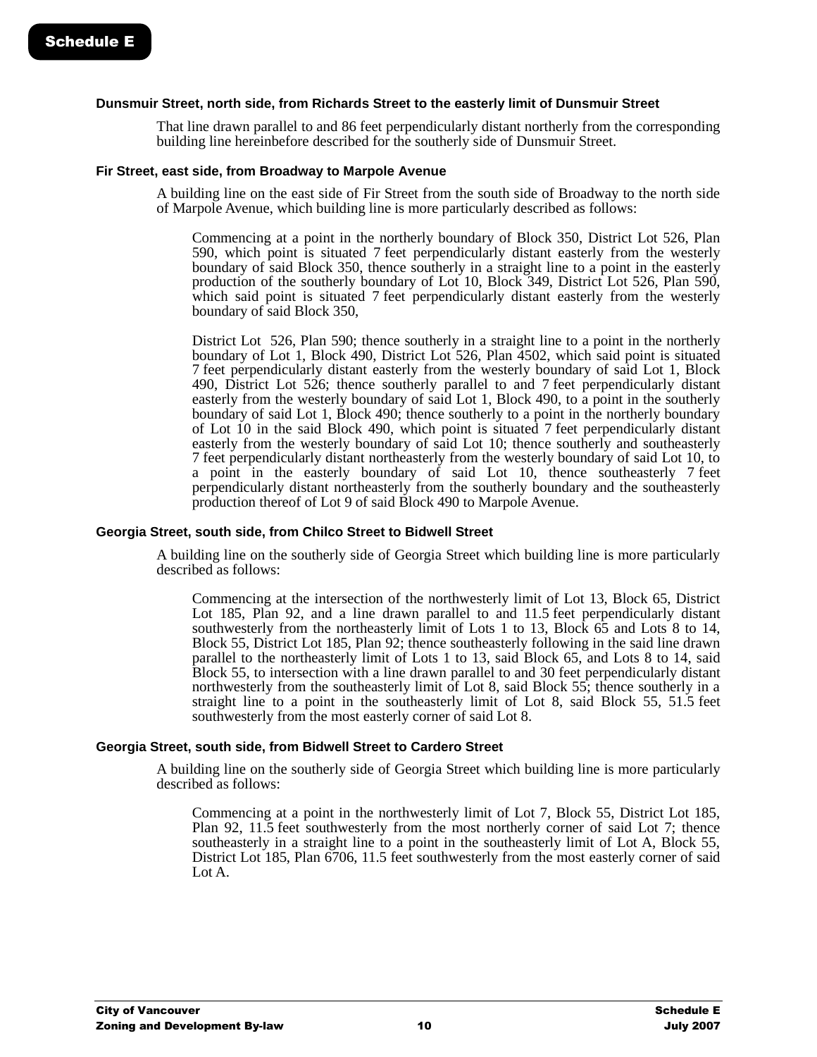**Dunsmuir Street, north side, from Richards Street to the easterly limit of Dunsmuir Street**

That line drawn parallel to and 86 feet perpendicularly distant northerly from the corresponding building line hereinbefore described for the southerly side of Dunsmuir Street.

**Fir Street, east side, from Broadway to Marpole Avenue**

A building line on the east side of Fir Street from the south side of Broadway to the north side of Marpole Avenue, which building line is more particularly described as follows:

Commencing at a point in the northerly boundary of Block 350, District Lot 526, Plan 590, which point is situated 7 feet perpendicularly distant easterly from the westerly boundary of said Block 350, thence southerly in a straight line to a point in the easterly production of the southerly boundary of Lot 10, Block 349, District Lot 526, Plan 590, which said point is situated 7 feet perpendicularly distant easterly from the westerly boundary of said Block 350,

District Lot 526, Plan 590; thence southerly in a straight line to a point in the northerly boundary of Lot 1, Block 490, District Lot 526, Plan 4502, which said point is situated 7 feet perpendicularly distant easterly from the westerly boundary of said Lot 1, Block 490, District Lot 526; thence southerly parallel to and 7 feet perpendicularly distant easterly from the westerly boundary of said Lot 1, Block 490, to a point in the southerly boundary of said Lot 1, Block 490; thence southerly to a point in the northerly boundary of Lot 10 in the said Block 490, which point is situated 7 feet perpendicularly distant easterly from the westerly boundary of said Lot 10; thence southerly and southeasterly 7 feet perpendicularly distant northeasterly from the westerly boundary of said Lot 10, to a point in the easterly boundary of said Lot 10, thence southeasterly 7 feet perpendicularly distant northeasterly from the southerly boundary and the southeasterly production thereof of Lot 9 of said Block 490 to Marpole Avenue.

**Georgia Street, south side, from Chilco Street to Bidwell Street**

A building line on the southerly side of Georgia Street which building line is more particularly described as follows:

Commencing at the intersection of the northwesterly limit of Lot 13, Block 65, District Lot 185, Plan 92, and a line drawn parallel to and 11.5 feet perpendicularly distant southwesterly from the northeasterly limit of Lots 1 to 13, Block 65 and Lots 8 to 14, Block 55, District Lot 185, Plan 92; thence southeasterly following in the said line drawn parallel to the northeasterly limit of Lots 1 to 13, said Block 65, and Lots 8 to 14, said Block 55, to intersection with a line drawn parallel to and 30 feet perpendicularly distant northwesterly from the southeasterly limit of Lot 8, said Block 55; thence southerly in a straight line to a point in the southeasterly limit of Lot 8, said Block 55, 51.5 feet southwesterly from the most easterly corner of said Lot 8.

**Georgia Street, south side, from Bidwell Street to Cardero Street**

A building line on the southerly side of Georgia Street which building line is more particularly described as follows:

Commencing at a point in the northwesterly limit of Lot 7, Block 55, District Lot 185, Plan 92, 11.5 feet southwesterly from the most northerly corner of said Lot 7; thence southeasterly in a straight line to a point in the southeasterly limit of Lot A, Block 55, District Lot 185, Plan 6706, 11.5 feet southwesterly from the most easterly corner of said Lot A.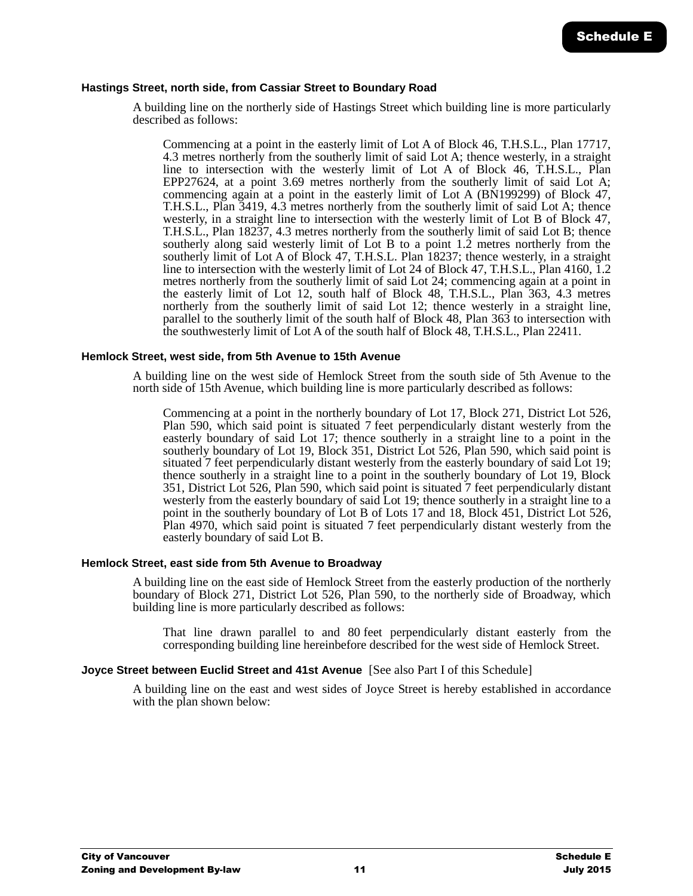**Hastings Street, north side, from Cassiar Street to Boundary Road**

A building line on the northerly side of Hastings Street which building line is more particularly described as follows:

Commencing at a point in the easterly limit of Lot A of Block 46, T.H.S.L., Plan 17717, 4.3 metres northerly from the southerly limit of said Lot A; thence westerly, in a straight line to intersection with the westerly limit of Lot A of Block 46, T.H.S.L., Plan EPP27624, at a point 3.69 metres northerly from the southerly limit of said Lot A; commencing again at a point in the easterly limit of Lot A (BN199299) of Block 47, T.H.S.L., Plan 3419, 4.3 metres northerly from the southerly limit of said Lot A; thence westerly, in a straight line to intersection with the westerly limit of Lot B of Block 47, T.H.S.L., Plan 18237, 4.3 metres northerly from the southerly limit of said Lot B; thence southerly along said westerly limit of Lot B to a point 1.2 metres northerly from the southerly limit of Lot A of Block 47, T.H.S.L. Plan 18237; thence westerly, in a straight line to intersection with the westerly limit of Lot 24 of Block 47, T.H.S.L., Plan 4160, 1.2 metres northerly from the southerly limit of said Lot 24; commencing again at a point in the easterly limit of Lot 12, south half of Block 48, T.H.S.L., Plan 363, 4.3 metres northerly from the southerly limit of said Lot 12; thence westerly in a straight line, parallel to the southerly limit of the south half of Block 48, Plan 363 to intersection with the southwesterly limit of Lot A of the south half of Block 48, T.H.S.L., Plan 22411.

**Hemlock Street, west side, from 5th Avenue to 15th Avenue**

A building line on the west side of Hemlock Street from the south side of 5th Avenue to the north side of 15th Avenue, which building line is more particularly described as follows:

Commencing at a point in the northerly boundary of Lot 17, Block 271, District Lot 526, Plan 590, which said point is situated 7 feet perpendicularly distant westerly from the easterly boundary of said Lot 17; thence southerly in a straight line to a point in the southerly boundary of Lot 19, Block 351, District Lot 526, Plan 590, which said point is situated 7 feet perpendicularly distant westerly from the easterly boundary of said Lot 19; thence southerly in a straight line to a point in the southerly boundary of Lot 19, Block 351, District Lot 526, Plan 590, which said point is situated 7 feet perpendicularly distant westerly from the easterly boundary of said Lot 19; thence southerly in a straight line to a point in the southerly boundary of Lot B of Lots 17 and 18, Block 451, District Lot 526, Plan 4970, which said point is situated 7 feet perpendicularly distant westerly from the easterly boundary of said Lot B.

**Hemlock Street, east side from 5th Avenue to Broadway**

A building line on the east side of Hemlock Street from the easterly production of the northerly boundary of Block 271, District Lot 526, Plan 590, to the northerly side of Broadway, which building line is more particularly described as follows:

That line drawn parallel to and 80 feet perpendicularly distant easterly from the corresponding building line hereinbefore described for the west side of Hemlock Street.

**Joyce Street between Euclid Street and 41st Avenue** [See also Part I of this Schedule]

A building line on the east and west sides of Joyce Street is hereby established in accordance with the plan shown below: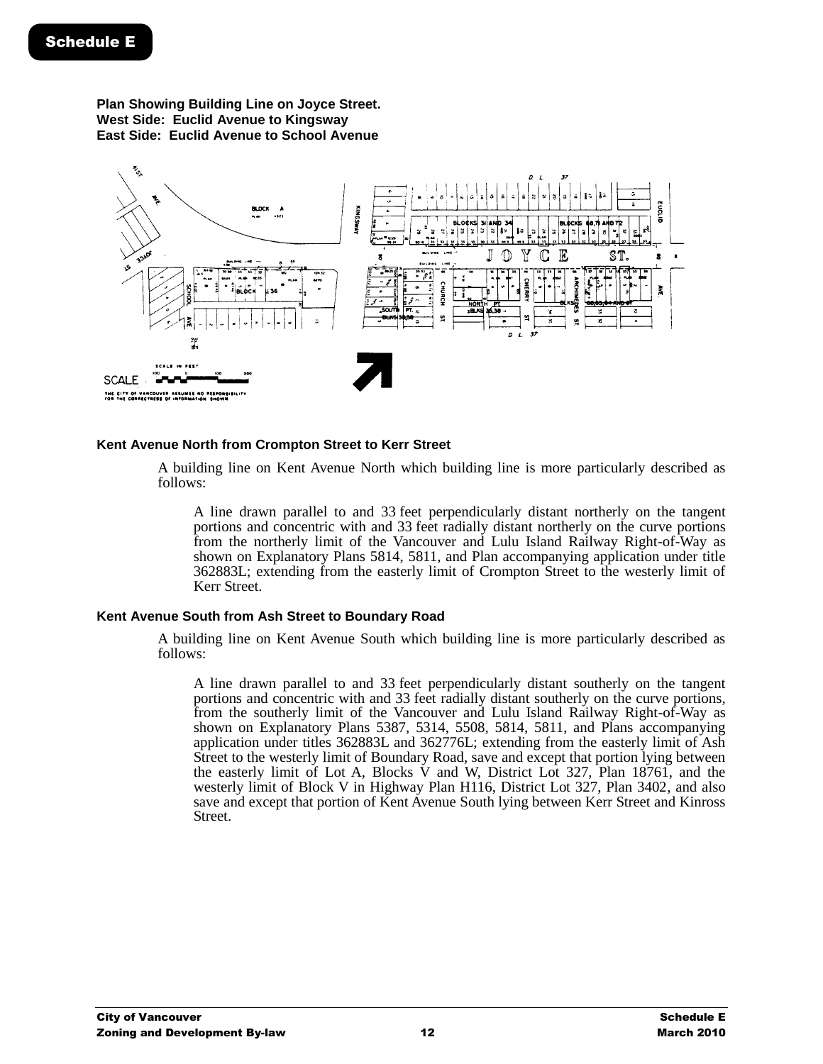**Schedule E**

**Plan Showing Building Line on Joyce Street.**
**West Side: Euclid Avenue to Kingsway**
**East Side: Euclid Avenue to School Avenue**

### Kent Avenue North from Crompton Street to Kerr Street

A building line on Kent Avenue North which building line is more particularly described as follows:

A line drawn parallel to and 33 feet perpendicularly distant northerly on the tangent portions and concentric with and 33 feet radially distant northerly on the curve portions from the northerly limit of the Vancouver and Lulu Island Railway Right-of-Way as shown on Explanatory Plans 5814, 5811, and Plan accompanying application under title 362883L; extending from the easterly limit of Crompton Street to the westerly limit of Kerr Street.

### Kent Avenue South from Ash Street to Boundary Road

A building line on Kent Avenue South which building line is more particularly described as follows:

A line drawn parallel to and 33 feet perpendicularly distant southerly on the tangent portions and concentric with and 33 feet radially distant southerly on the curve portions, from the southerly limit of the Vancouver and Lulu Island Railway Right-of-Way as shown on Explanatory Plans 5387, 5314, 5508, 5814, 5811, and Plans accompanying application under titles 362883L and 362776L; extending from the easterly limit of Ash Street to the westerly limit of Boundary Road, save and except that portion lying between the easterly limit of Lot A, Blocks V and W, District Lot 327, Plan 18761, and the westerly limit of Block V in Highway Plan H116, District Lot 327, Plan 3402, and also save and except that portion of Kent Avenue South lying between Kerr Street and Kinross Street.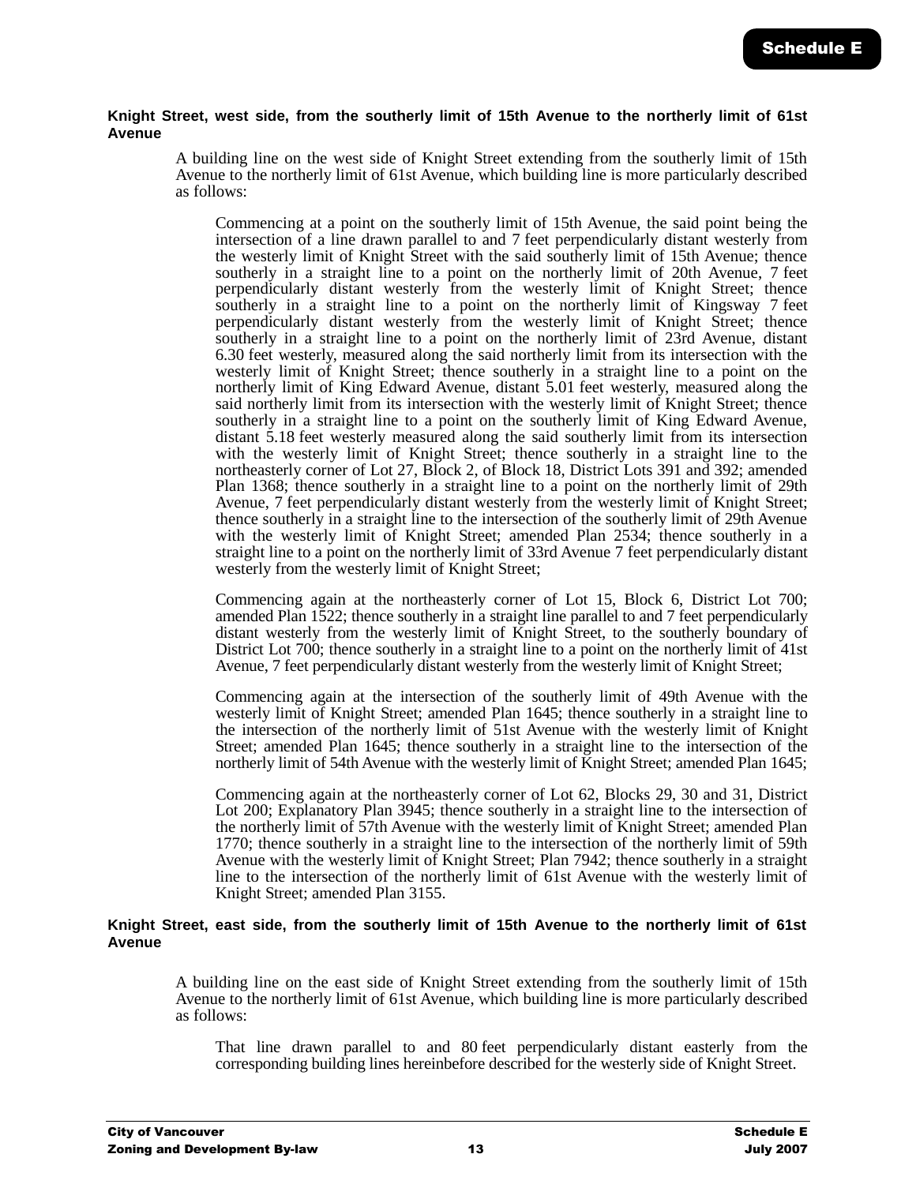**Knight Street, west side, from the southerly limit of 15th Avenue to the northerly limit of 61st Avenue**

A building line on the west side of Knight Street extending from the southerly limit of 15th Avenue to the northerly limit of 61st Avenue, which building line is more particularly described as follows:

Commencing at a point on the southerly limit of 15th Avenue, the said point being the intersection of a line drawn parallel to and 7 feet perpendicularly distant westerly from the westerly limit of Knight Street with the said southerly limit of 15th Avenue; thence southerly in a straight line to a point on the northerly limit of 20th Avenue, 7 feet perpendicularly distant westerly from the westerly limit of Knight Street; thence southerly in a straight line to a point on the northerly limit of Kingsway 7 feet perpendicularly distant westerly from the westerly limit of Knight Street; thence southerly in a straight line to a point on the northerly limit of 23rd Avenue, distant 6.30 feet westerly, measured along the said northerly limit from its intersection with the westerly limit of Knight Street; thence southerly in a straight line to a point on the northerly limit of King Edward Avenue, distant 5.01 feet westerly, measured along the said northerly limit from its intersection with the westerly limit of Knight Street; thence southerly in a straight line to a point on the southerly limit of King Edward Avenue, distant 5.18 feet westerly measured along the said southerly limit from its intersection with the westerly limit of Knight Street; thence southerly in a straight line to the northeasterly corner of Lot 27, Block 2, of Block 18, District Lots 391 and 392; amended Plan 1368; thence southerly in a straight line to a point on the northerly limit of 29th Avenue, 7 feet perpendicularly distant westerly from the westerly limit of Knight Street; thence southerly in a straight line to the intersection of the southerly limit of 29th Avenue with the westerly limit of Knight Street; amended Plan 2534; thence southerly in a straight line to a point on the northerly limit of 33rd Avenue 7 feet perpendicularly distant westerly from the westerly limit of Knight Street;

Commencing again at the northeasterly corner of Lot 15, Block 6, District Lot 700; amended Plan 1522; thence southerly in a straight line parallel to and 7 feet perpendicularly distant westerly from the westerly limit of Knight Street, to the southerly boundary of District Lot 700; thence southerly in a straight line to a point on the northerly limit of 41st Avenue, 7 feet perpendicularly distant westerly from the westerly limit of Knight Street;

Commencing again at the intersection of the southerly limit of 49th Avenue with the westerly limit of Knight Street; amended Plan 1645; thence southerly in a straight line to the intersection of the northerly limit of 51st Avenue with the westerly limit of Knight Street; amended Plan 1645; thence southerly in a straight line to the intersection of the northerly limit of 54th Avenue with the westerly limit of Knight Street; amended Plan 1645;

Commencing again at the northeasterly corner of Lot 62, Blocks 29, 30 and 31, District Lot 200; Explanatory Plan 3945; thence southerly in a straight line to the intersection of the northerly limit of 57th Avenue with the westerly limit of Knight Street; amended Plan 1770; thence southerly in a straight line to the intersection of the northerly limit of 59th Avenue with the westerly limit of Knight Street; Plan 7942; thence southerly in a straight line to the intersection of the northerly limit of 61st Avenue with the westerly limit of Knight Street; amended Plan 3155.

**Knight Street, east side, from the southerly limit of 15th Avenue to the northerly limit of 61st Avenue**

A building line on the east side of Knight Street extending from the southerly limit of 15th Avenue to the northerly limit of 61st Avenue, which building line is more particularly described as follows:

That line drawn parallel to and 80 feet perpendicularly distant easterly from the corresponding building lines hereinbefore described for the westerly side of Knight Street.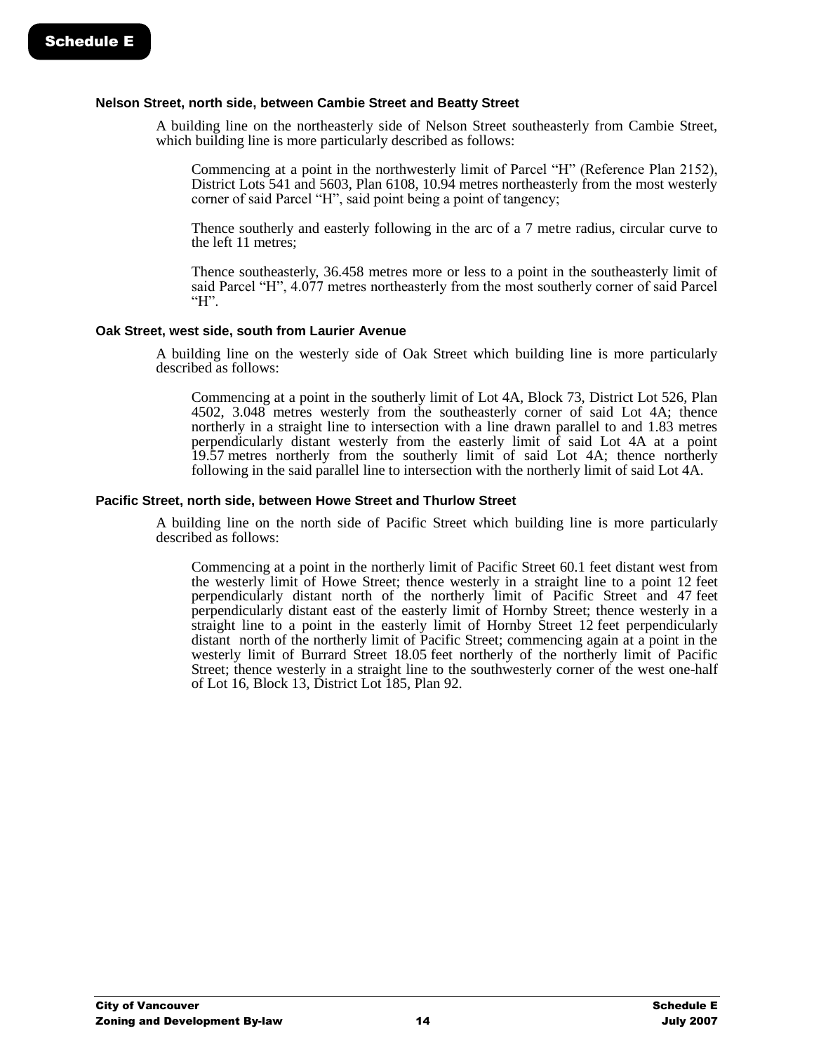**Nelson Street, north side, between Cambie Street and Beatty Street**

A building line on the northeasterly side of Nelson Street southeasterly from Cambie Street, which building line is more particularly described as follows:

Commencing at a point in the northwesterly limit of Parcel "H" (Reference Plan 2152), District Lots 541 and 5603, Plan 6108, 10.94 metres northeasterly from the most westerly corner of said Parcel "H", said point being a point of tangency;

Thence southerly and easterly following in the arc of a 7 metre radius, circular curve to the left 11 metres;

Thence southeasterly, 36.458 metres more or less to a point in the southeasterly limit of said Parcel "H", 4.077 metres northeasterly from the most southerly corner of said Parcel "H".

**Oak Street, west side, south from Laurier Avenue**

A building line on the westerly side of Oak Street which building line is more particularly described as follows:

Commencing at a point in the southerly limit of Lot 4A, Block 73, District Lot 526, Plan 4502, 3.048 metres westerly from the southeasterly corner of said Lot 4A; thence northerly in a straight line to intersection with a line drawn parallel to and 1.83 metres perpendicularly distant westerly from the easterly limit of said Lot 4A at a point 19.57 metres northerly from the southerly limit of said Lot 4A; thence northerly following in the said parallel line to intersection with the northerly limit of said Lot 4A.

**Pacific Street, north side, between Howe Street and Thurlow Street**

A building line on the north side of Pacific Street which building line is more particularly described as follows:

Commencing at a point in the northerly limit of Pacific Street 60.1 feet distant west from the westerly limit of Howe Street; thence westerly in a straight line to a point 12 feet perpendicularly distant north of the northerly limit of Pacific Street and 47 feet perpendicularly distant east of the easterly limit of Hornby Street; thence westerly in a straight line to a point in the easterly limit of Hornby Street 12 feet perpendicularly distant north of the northerly limit of Pacific Street; commencing again at a point in the westerly limit of Burrard Street 18.05 feet northerly of the northerly limit of Pacific Street; thence westerly in a straight line to the southwesterly corner of the west one-half of Lot 16, Block 13, District Lot 185, Plan 92.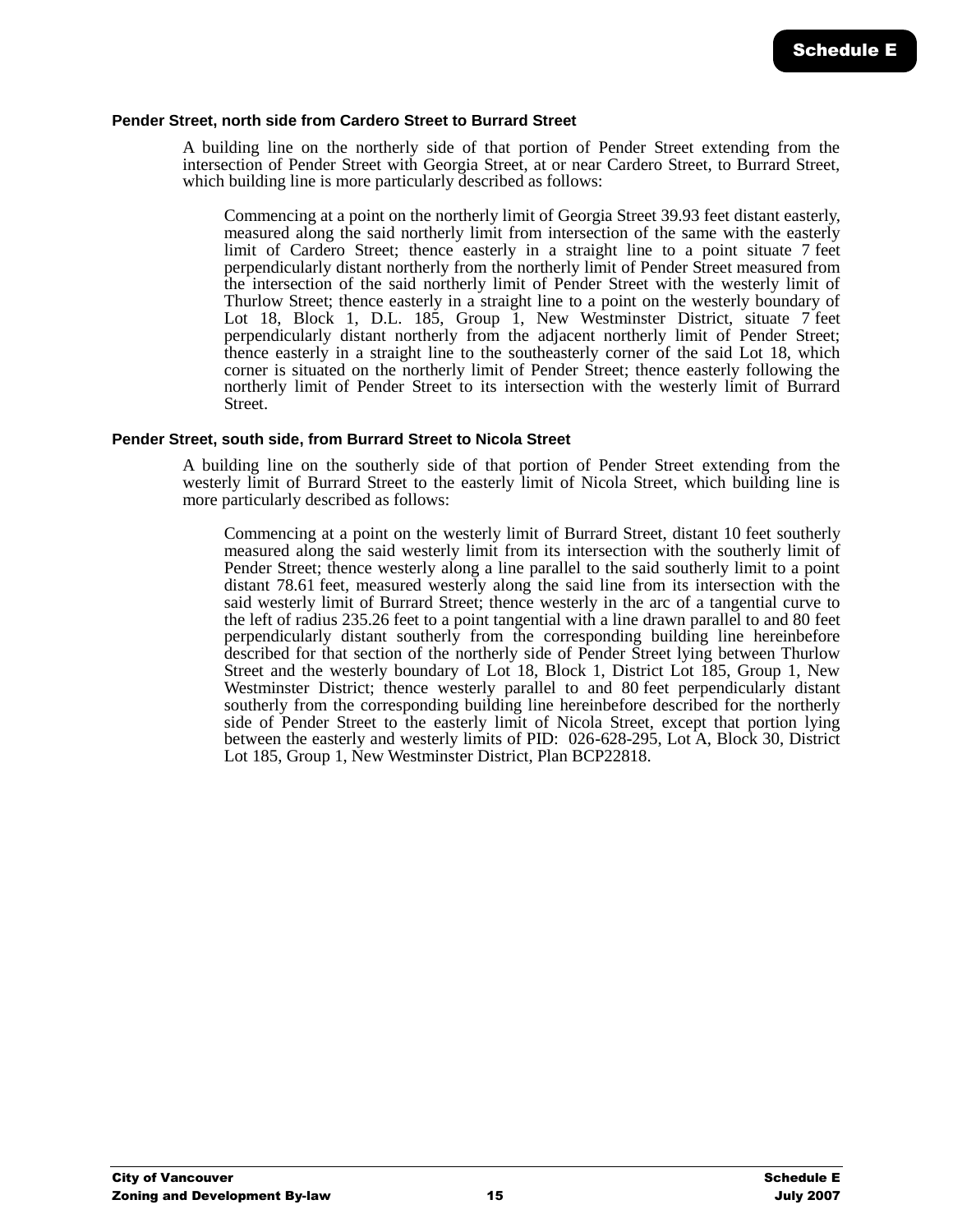### Pender Street, north side from Cardero Street to Burrard Street

A building line on the northerly side of that portion of Pender Street extending from the intersection of Pender Street with Georgia Street, at or near Cardero Street, to Burrard Street, which building line is more particularly described as follows:

> Commencing at a point on the northerly limit of Georgia Street 39.93 feet distant easterly, measured along the said northerly limit from intersection of the same with the easterly limit of Cardero Street; thence easterly in a straight line to a point situate 7 feet perpendicularly distant northerly from the northerly limit of Pender Street measured from the intersection of the said northerly limit of Pender Street with the westerly limit of Thurlow Street; thence easterly in a straight line to a point on the westerly boundary of Lot 18, Block 1, D.L. 185, Group 1, New Westminster District, situate 7 feet perpendicularly distant northerly from the adjacent northerly limit of Pender Street; thence easterly in a straight line to the southeasterly corner of the said Lot 18, which corner is situated on the northerly limit of Pender Street; thence easterly following the northerly limit of Pender Street to its intersection with the westerly limit of Burrard Street.

### Pender Street, south side, from Burrard Street to Nicola Street

A building line on the southerly side of that portion of Pender Street extending from the westerly limit of Burrard Street to the easterly limit of Nicola Street, which building line is more particularly described as follows:

> Commencing at a point on the westerly limit of Burrard Street, distant 10 feet southerly measured along the said westerly limit from its intersection with the southerly limit of Pender Street; thence westerly along a line parallel to the said southerly limit to a point distant 78.61 feet, measured westerly along the said line from its intersection with the said westerly limit of Burrard Street; thence westerly in the arc of a tangential curve to the left of radius 235.26 feet to a point tangential with a line drawn parallel to and 80 feet perpendicularly distant southerly from the corresponding building line hereinbefore described for that section of the northerly side of Pender Street lying between Thurlow Street and the westerly boundary of Lot 18, Block 1, District Lot 185, Group 1, New Westminster District; thence westerly parallel to and 80 feet perpendicularly distant southerly from the corresponding building line hereinbefore described for the northerly side of Pender Street to the easterly limit of Nicola Street, except that portion lying between the easterly and westerly limits of PID: 026-628-295, Lot A, Block 30, District Lot 185, Group 1, New Westminster District, Plan BCP22818.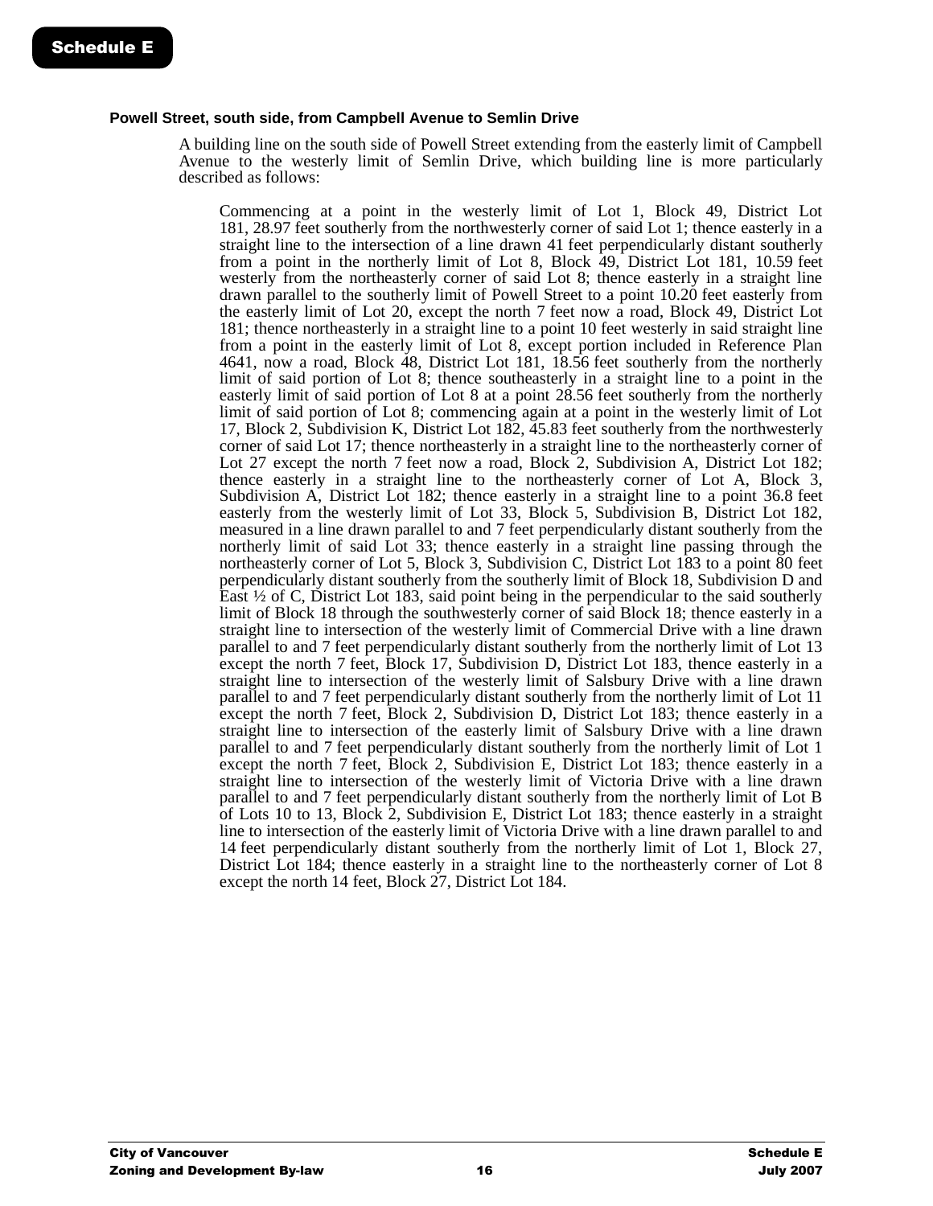**Powell Street, south side, from Campbell Avenue to Semlin Drive**

A building line on the south side of Powell Street extending from the easterly limit of Campbell Avenue to the westerly limit of Semlin Drive, which building line is more particularly described as follows:

Commencing at a point in the westerly limit of Lot 1, Block 49, District Lot 181, 28.97 feet southerly from the northwesterly corner of said Lot 1; thence easterly in a straight line to the intersection of a line drawn 41 feet perpendicularly distant southerly from a point in the northerly limit of Lot 8, Block 49, District Lot 181, 10.59 feet westerly from the northeasterly corner of said Lot 8; thence easterly in a straight line drawn parallel to the southerly limit of Powell Street to a point 10.20 feet easterly from the easterly limit of Lot 20, except the north 7 feet now a road, Block 49, District Lot 181; thence northeasterly in a straight line to a point 10 feet westerly in said straight line from a point in the easterly limit of Lot 8, except portion included in Reference Plan 4641, now a road, Block 48, District Lot 181, 18.56 feet southerly from the northerly limit of said portion of Lot 8; thence southeasterly in a straight line to a point in the easterly limit of said portion of Lot 8 at a point 28.56 feet southerly from the northerly limit of said portion of Lot 8; commencing again at a point in the westerly limit of Lot 17, Block 2, Subdivision K, District Lot 182, 45.83 feet southerly from the northwesterly corner of said Lot 17; thence northeasterly in a straight line to the northeasterly corner of Lot 27 except the north 7 feet now a road, Block 2, Subdivision A, District Lot 182; thence easterly in a straight line to the northeasterly corner of Lot A, Block 3, Subdivision A, District Lot 182; thence easterly in a straight line to a point 36.8 feet easterly from the westerly limit of Lot 33, Block 5, Subdivision B, District Lot 182, measured in a line drawn parallel to and 7 feet perpendicularly distant southerly from the northerly limit of said Lot 33; thence easterly in a straight line passing through the northeasterly corner of Lot 5, Block 3, Subdivision C, District Lot 183 to a point 80 feet perpendicularly distant southerly from the southerly limit of Block 18, Subdivision D and East ½ of C, District Lot 183, said point being in the perpendicular to the said southerly limit of Block 18 through the southwesterly corner of said Block 18; thence easterly in a straight line to intersection of the westerly limit of Commercial Drive with a line drawn parallel to and 7 feet perpendicularly distant southerly from the northerly limit of Lot 13 except the north 7 feet, Block 17, Subdivision D, District Lot 183, thence easterly in a straight line to intersection of the westerly limit of Salsbury Drive with a line drawn parallel to and 7 feet perpendicularly distant southerly from the northerly limit of Lot 11 except the north 7 feet, Block 2, Subdivision D, District Lot 183; thence easterly in a straight line to intersection of the easterly limit of Salsbury Drive with a line drawn parallel to and 7 feet perpendicularly distant southerly from the northerly limit of Lot 1 except the north 7 feet, Block 2, Subdivision E, District Lot 183; thence easterly in a straight line to intersection of the westerly limit of Victoria Drive with a line drawn parallel to and 7 feet perpendicularly distant southerly from the northerly limit of Lot B of Lots 10 to 13, Block 2, Subdivision E, District Lot 183; thence easterly in a straight line to intersection of the easterly limit of Victoria Drive with a line drawn parallel to and 14 feet perpendicularly distant southerly from the northerly limit of Lot 1, Block 27, District Lot 184; thence easterly in a straight line to the northeasterly corner of Lot 8 except the north 14 feet, Block 27, District Lot 184.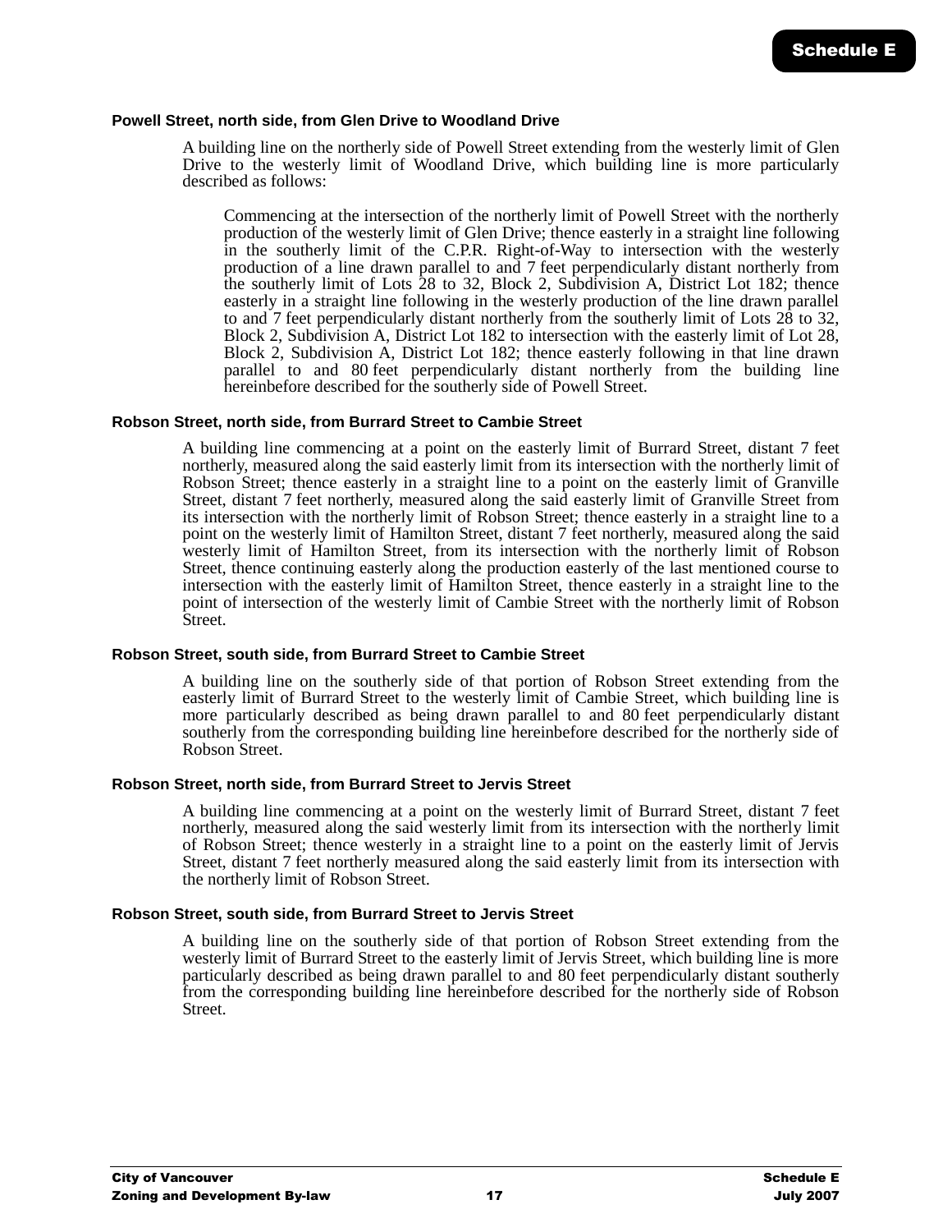**Powell Street, north side, from Glen Drive to Woodland Drive**

A building line on the northerly side of Powell Street extending from the westerly limit of Glen Drive to the westerly limit of Woodland Drive, which building line is more particularly described as follows:

Commencing at the intersection of the northerly limit of Powell Street with the northerly production of the westerly limit of Glen Drive; thence easterly in a straight line following in the southerly limit of the C.P.R. Right-of-Way to intersection with the westerly production of a line drawn parallel to and 7 feet perpendicularly distant northerly from the southerly limit of Lots 28 to 32, Block 2, Subdivision A, District Lot 182; thence easterly in a straight line following in the westerly production of the line drawn parallel to and 7 feet perpendicularly distant northerly from the southerly limit of Lots 28 to 32, Block 2, Subdivision A, District Lot 182 to intersection with the easterly limit of Lot 28, Block 2, Subdivision A, District Lot 182; thence easterly following in that line drawn parallel to and 80 feet perpendicularly distant northerly from the building line hereinbefore described for the southerly side of Powell Street.

**Robson Street, north side, from Burrard Street to Cambie Street**

A building line commencing at a point on the easterly limit of Burrard Street, distant 7 feet northerly, measured along the said easterly limit from its intersection with the northerly limit of Robson Street; thence easterly in a straight line to a point on the easterly limit of Granville Street, distant 7 feet northerly, measured along the said easterly limit of Granville Street from its intersection with the northerly limit of Robson Street; thence easterly in a straight line to a point on the westerly limit of Hamilton Street, distant 7 feet northerly, measured along the said westerly limit of Hamilton Street, from its intersection with the northerly limit of Robson Street, thence continuing easterly along the production easterly of the last mentioned course to intersection with the easterly limit of Hamilton Street, thence easterly in a straight line to the point of intersection of the westerly limit of Cambie Street with the northerly limit of Robson Street.

**Robson Street, south side, from Burrard Street to Cambie Street**

A building line on the southerly side of that portion of Robson Street extending from the easterly limit of Burrard Street to the westerly limit of Cambie Street, which building line is more particularly described as being drawn parallel to and 80 feet perpendicularly distant southerly from the corresponding building line hereinbefore described for the northerly side of Robson Street.

**Robson Street, north side, from Burrard Street to Jervis Street**

A building line commencing at a point on the westerly limit of Burrard Street, distant 7 feet northerly, measured along the said westerly limit from its intersection with the northerly limit of Robson Street; thence westerly in a straight line to a point on the easterly limit of Jervis Street, distant 7 feet northerly measured along the said easterly limit from its intersection with the northerly limit of Robson Street.

**Robson Street, south side, from Burrard Street to Jervis Street**

A building line on the southerly side of that portion of Robson Street extending from the westerly limit of Burrard Street to the easterly limit of Jervis Street, which building line is more particularly described as being drawn parallel to and 80 feet perpendicularly distant southerly from the corresponding building line hereinbefore described for the northerly side of Robson Street.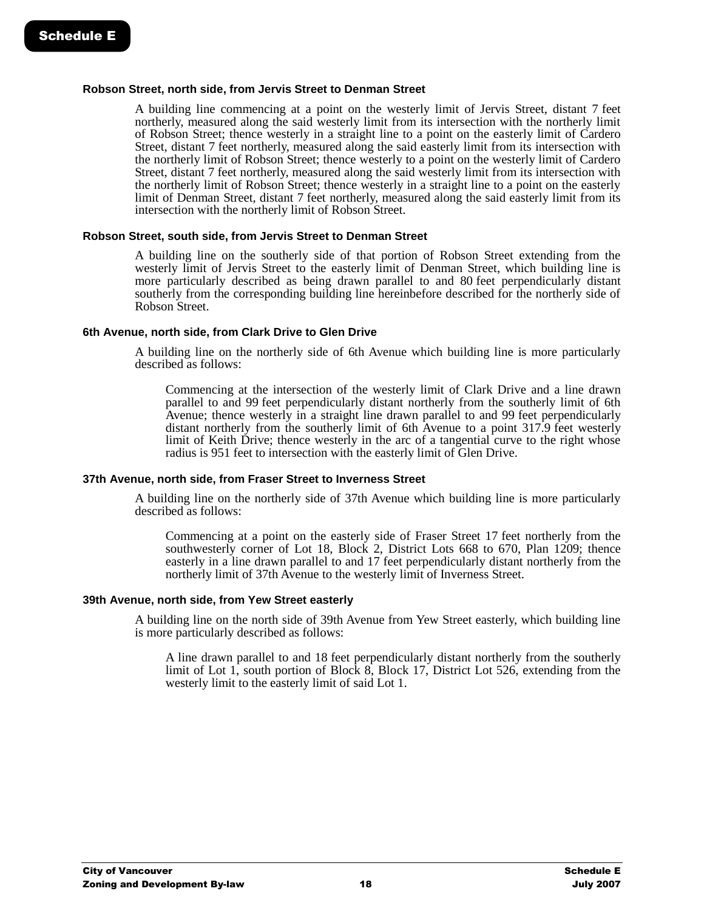#### Robson Street, north side, from Jervis Street to Denman Street

A building line commencing at a point on the westerly limit of Jervis Street, distant 7 feet northerly, measured along the said westerly limit from its intersection with the northerly limit of Robson Street; thence westerly in a straight line to a point on the easterly limit of Cardero Street, distant 7 feet northerly, measured along the said easterly limit from its intersection with the northerly limit of Robson Street; thence westerly to a point on the westerly limit of Cardero Street, distant 7 feet northerly, measured along the said westerly limit from its intersection with the northerly limit of Robson Street; thence westerly in a straight line to a point on the easterly limit of Denman Street, distant 7 feet northerly, measured along the said easterly limit from its intersection with the northerly limit of Robson Street.

#### Robson Street, south side, from Jervis Street to Denman Street

A building line on the southerly side of that portion of Robson Street extending from the westerly limit of Jervis Street to the easterly limit of Denman Street, which building line is more particularly described as being drawn parallel to and 80 feet perpendicularly distant southerly from the corresponding building line hereinbefore described for the northerly side of Robson Street.

#### 6th Avenue, north side, from Clark Drive to Glen Drive

A building line on the northerly side of 6th Avenue which building line is more particularly described as follows:

Commencing at the intersection of the westerly limit of Clark Drive and a line drawn parallel to and 99 feet perpendicularly distant northerly from the southerly limit of 6th Avenue; thence westerly in a straight line drawn parallel to and 99 feet perpendicularly distant northerly from the southerly limit of 6th Avenue to a point 317.9 feet westerly limit of Keith Drive; thence westerly in the arc of a tangential curve to the right whose radius is 951 feet to intersection with the easterly limit of Glen Drive.

#### 37th Avenue, north side, from Fraser Street to Inverness Street

A building line on the northerly side of 37th Avenue which building line is more particularly described as follows:

Commencing at a point on the easterly side of Fraser Street 17 feet northerly from the southwesterly corner of Lot 18, Block 2, District Lots 668 to 670, Plan 1209; thence easterly in a line drawn parallel to and 17 feet perpendicularly distant northerly from the northerly limit of 37th Avenue to the westerly limit of Inverness Street.

#### 39th Avenue, north side, from Yew Street easterly

A building line on the north side of 39th Avenue from Yew Street easterly, which building line is more particularly described as follows:

A line drawn parallel to and 18 feet perpendicularly distant northerly from the southerly limit of Lot 1, south portion of Block 8, Block 17, District Lot 526, extending from the westerly limit to the easterly limit of said Lot 1.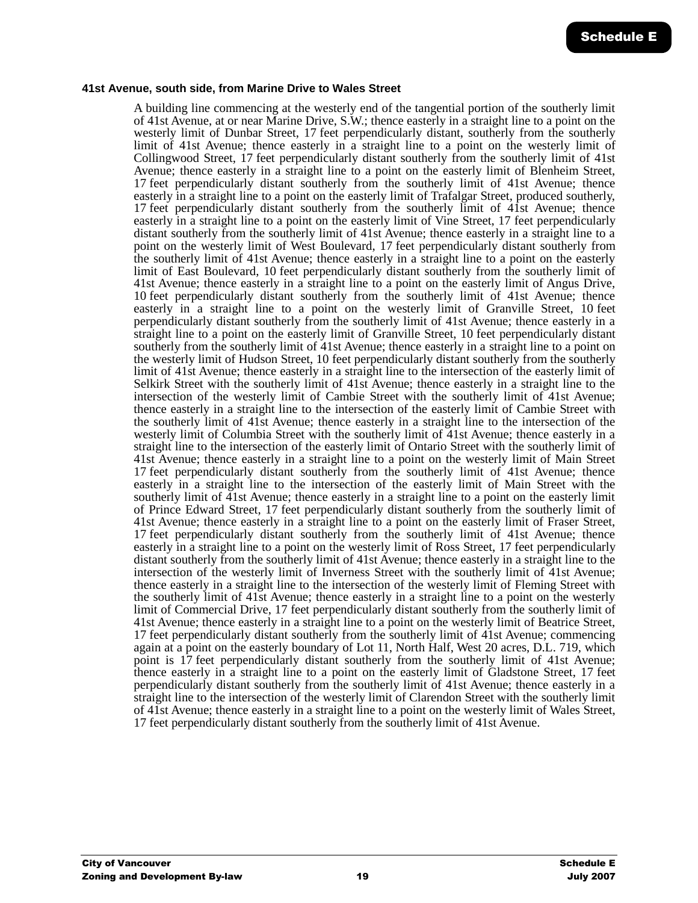### 41st Avenue, south side, from Marine Drive to Wales Street

A building line commencing at the westerly end of the tangential portion of the southerly limit of 41st Avenue, at or near Marine Drive, S.W.; thence easterly in a straight line to a point on the westerly limit of Dunbar Street, 17 feet perpendicularly distant, southerly from the southerly limit of 41st Avenue; thence easterly in a straight line to a point on the westerly limit of Collingwood Street, 17 feet perpendicularly distant southerly from the southerly limit of 41st Avenue; thence easterly in a straight line to a point on the easterly limit of Blenheim Street, 17 feet perpendicularly distant southerly from the southerly limit of 41st Avenue; thence easterly in a straight line to a point on the easterly limit of Trafalgar Street, produced southerly, 17 feet perpendicularly distant southerly from the southerly limit of 41st Avenue; thence easterly in a straight line to a point on the easterly limit of Vine Street, 17 feet perpendicularly distant southerly from the southerly limit of 41st Avenue; thence easterly in a straight line to a point on the westerly limit of West Boulevard, 17 feet perpendicularly distant southerly from the southerly limit of 41st Avenue; thence easterly in a straight line to a point on the easterly limit of East Boulevard, 10 feet perpendicularly distant southerly from the southerly limit of 41st Avenue; thence easterly in a straight line to a point on the easterly limit of Angus Drive, 10 feet perpendicularly distant southerly from the southerly limit of 41st Avenue; thence easterly in a straight line to a point on the westerly limit of Granville Street, 10 feet perpendicularly distant southerly from the southerly limit of 41st Avenue; thence easterly in a straight line to a point on the easterly limit of Granville Street, 10 feet perpendicularly distant southerly from the southerly limit of 41st Avenue; thence easterly in a straight line to a point on the westerly limit of Hudson Street, 10 feet perpendicularly distant southerly from the southerly limit of 41st Avenue; thence easterly in a straight line to the intersection of the easterly limit of Selkirk Street with the southerly limit of 41st Avenue; thence easterly in a straight line to the intersection of the westerly limit of Cambie Street with the southerly limit of 41st Avenue; thence easterly in a straight line to the intersection of the easterly limit of Cambie Street with the southerly limit of 41st Avenue; thence easterly in a straight line to the intersection of the westerly limit of Columbia Street with the southerly limit of 41st Avenue; thence easterly in a straight line to the intersection of the easterly limit of Ontario Street with the southerly limit of 41st Avenue; thence easterly in a straight line to a point on the westerly limit of Main Street 17 feet perpendicularly distant southerly from the southerly limit of 41st Avenue; thence easterly in a straight line to the intersection of the easterly limit of Main Street with the southerly limit of 41st Avenue; thence easterly in a straight line to a point on the easterly limit of Prince Edward Street, 17 feet perpendicularly distant southerly from the southerly limit of 41st Avenue; thence easterly in a straight line to a point on the easterly limit of Fraser Street, 17 feet perpendicularly distant southerly from the southerly limit of 41st Avenue; thence easterly in a straight line to a point on the westerly limit of Ross Street, 17 feet perpendicularly distant southerly from the southerly limit of 41st Avenue; thence easterly in a straight line to the intersection of the westerly limit of Inverness Street with the southerly limit of 41st Avenue; thence easterly in a straight line to the intersection of the westerly limit of Fleming Street with the southerly limit of 41st Avenue; thence easterly in a straight line to a point on the westerly limit of Commercial Drive, 17 feet perpendicularly distant southerly from the southerly limit of 41st Avenue; thence easterly in a straight line to a point on the westerly limit of Beatrice Street, 17 feet perpendicularly distant southerly from the southerly limit of 41st Avenue; commencing again at a point on the easterly boundary of Lot 11, North Half, West 20 acres, D.L. 719, which point is 17 feet perpendicularly distant southerly from the southerly limit of 41st Avenue; thence easterly in a straight line to a point on the easterly limit of Gladstone Street, 17 feet perpendicularly distant southerly from the southerly limit of 41st Avenue; thence easterly in a straight line to the intersection of the westerly limit of Clarendon Street with the southerly limit of 41st Avenue; thence easterly in a straight line to a point on the westerly limit of Wales Street, 17 feet perpendicularly distant southerly from the southerly limit of 41st Avenue.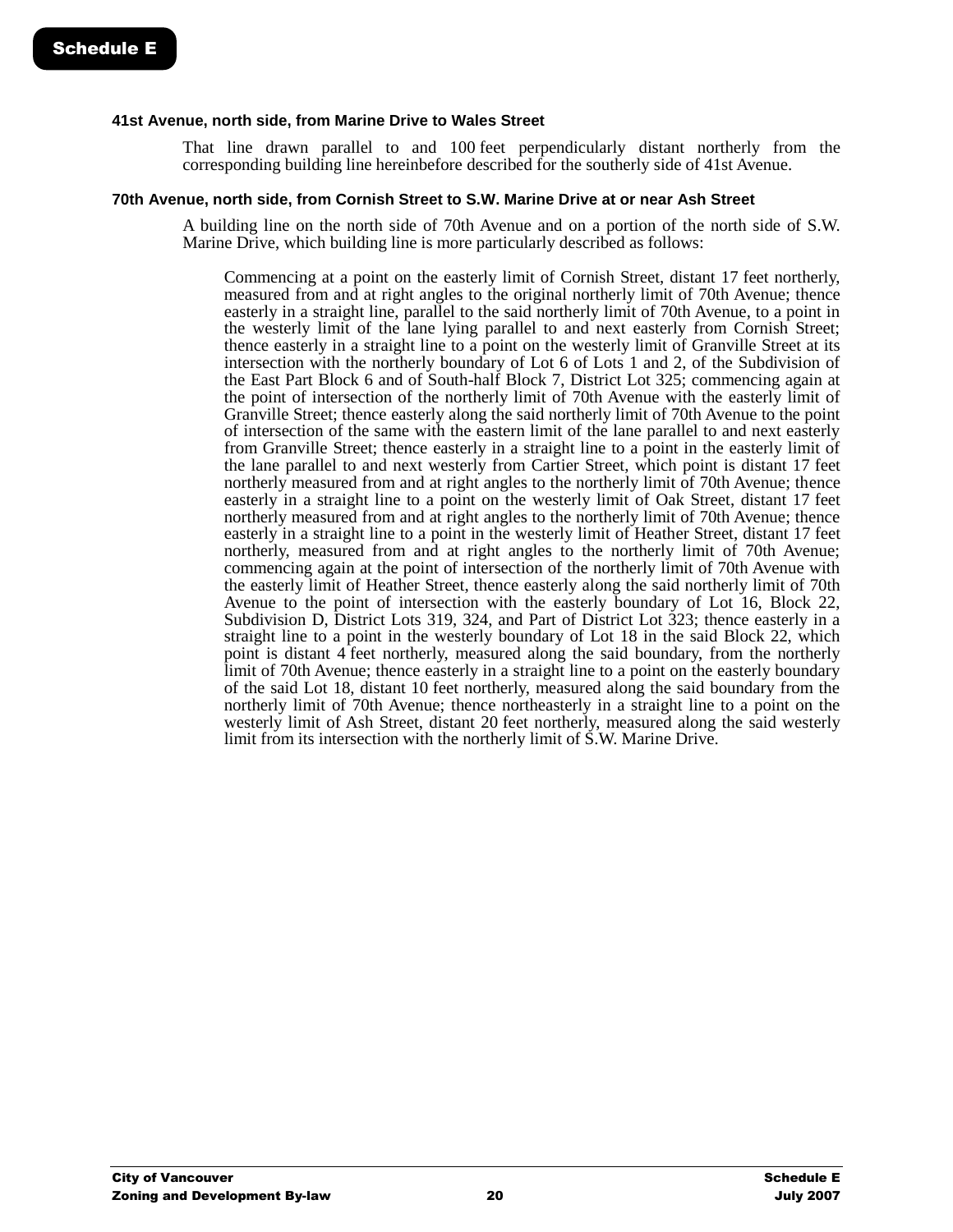#### 41st Avenue, north side, from Marine Drive to Wales Street

That line drawn parallel to and 100 feet perpendicularly distant northerly from the corresponding building line hereinbefore described for the southerly side of 41st Avenue.

#### 70th Avenue, north side, from Cornish Street to S.W. Marine Drive at or near Ash Street

A building line on the north side of 70th Avenue and on a portion of the north side of S.W. Marine Drive, which building line is more particularly described as follows:

> Commencing at a point on the easterly limit of Cornish Street, distant 17 feet northerly, measured from and at right angles to the original northerly limit of 70th Avenue; thence easterly in a straight line, parallel to the said northerly limit of 70th Avenue, to a point in the westerly limit of the lane lying parallel to and next easterly from Cornish Street; thence easterly in a straight line to a point on the westerly limit of Granville Street at its intersection with the northerly boundary of Lot 6 of Lots 1 and 2, of the Subdivision of the East Part Block 6 and of South-half Block 7, District Lot 325; commencing again at the point of intersection of the northerly limit of 70th Avenue with the easterly limit of Granville Street; thence easterly along the said northerly limit of 70th Avenue to the point of intersection of the same with the eastern limit of the lane parallel to and next easterly from Granville Street; thence easterly in a straight line to a point in the easterly limit of the lane parallel to and next westerly from Cartier Street, which point is distant 17 feet northerly measured from and at right angles to the northerly limit of 70th Avenue; thence easterly in a straight line to a point on the westerly limit of Oak Street, distant 17 feet northerly measured from and at right angles to the northerly limit of 70th Avenue; thence easterly in a straight line to a point in the westerly limit of Heather Street, distant 17 feet northerly, measured from and at right angles to the northerly limit of 70th Avenue; commencing again at the point of intersection of the northerly limit of 70th Avenue with the easterly limit of Heather Street, thence easterly along the said northerly limit of 70th Avenue to the point of intersection with the easterly boundary of Lot 16, Block 22, Subdivision D, District Lots 319, 324, and Part of District Lot 323; thence easterly in a straight line to a point in the westerly boundary of Lot 18 in the said Block 22, which point is distant 4 feet northerly, measured along the said boundary, from the northerly limit of 70th Avenue; thence easterly in a straight line to a point on the easterly boundary of the said Lot 18, distant 10 feet northerly, measured along the said boundary from the northerly limit of 70th Avenue; thence northeasterly in a straight line to a point on the westerly limit of Ash Street, distant 20 feet northerly, measured along the said westerly limit from its intersection with the northerly limit of S.W. Marine Drive.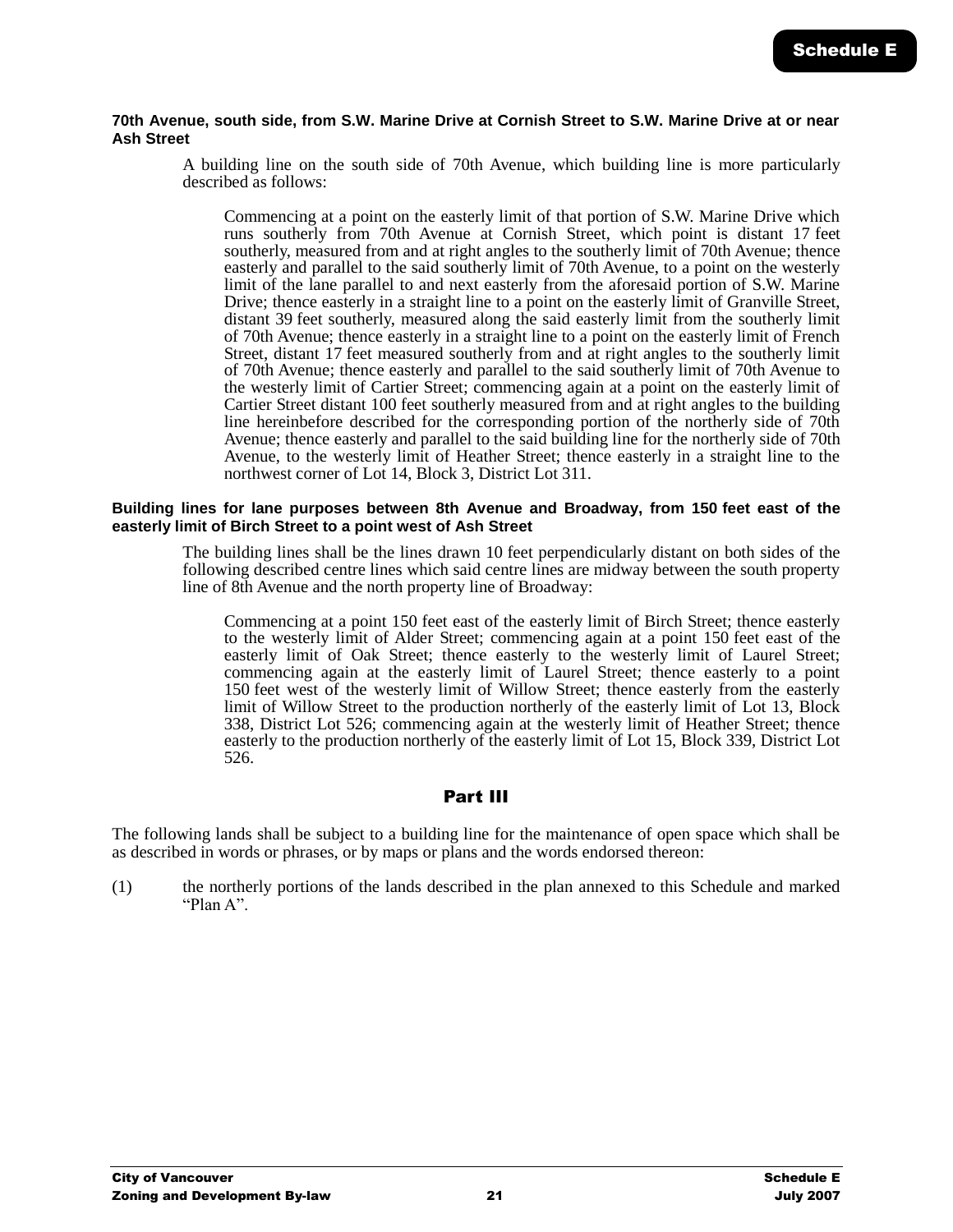**70th Avenue, south side, from S.W. Marine Drive at Cornish Street to S.W. Marine Drive at or near Ash Street**

A building line on the south side of 70th Avenue, which building line is more particularly described as follows:

Commencing at a point on the easterly limit of that portion of S.W. Marine Drive which runs southerly from 70th Avenue at Cornish Street, which point is distant 17 feet southerly, measured from and at right angles to the southerly limit of 70th Avenue; thence easterly and parallel to the said southerly limit of 70th Avenue, to a point on the westerly limit of the lane parallel to and next easterly from the aforesaid portion of S.W. Marine Drive; thence easterly in a straight line to a point on the easterly limit of Granville Street, distant 39 feet southerly, measured along the said easterly limit from the southerly limit of 70th Avenue; thence easterly in a straight line to a point on the easterly limit of French Street, distant 17 feet measured southerly from and at right angles to the southerly limit of 70th Avenue; thence easterly and parallel to the said southerly limit of 70th Avenue to the westerly limit of Cartier Street; commencing again at a point on the easterly limit of Cartier Street distant 100 feet southerly measured from and at right angles to the building line hereinbefore described for the corresponding portion of the northerly side of 70th Avenue; thence easterly and parallel to the said building line for the northerly side of 70th Avenue, to the westerly limit of Heather Street; thence easterly in a straight line to the northwest corner of Lot 14, Block 3, District Lot 311.

**Building lines for lane purposes between 8th Avenue and Broadway, from 150 feet east of the easterly limit of Birch Street to a point west of Ash Street**

The building lines shall be the lines drawn 10 feet perpendicularly distant on both sides of the following described centre lines which said centre lines are midway between the south property line of 8th Avenue and the north property line of Broadway:

Commencing at a point 150 feet east of the easterly limit of Birch Street; thence easterly to the westerly limit of Alder Street; commencing again at a point 150 feet east of the easterly limit of Oak Street; thence easterly to the westerly limit of Laurel Street; commencing again at the easterly limit of Laurel Street; thence easterly to a point 150 feet west of the westerly limit of Willow Street; thence easterly from the easterly limit of Willow Street to the production northerly of the easterly limit of Lot 13, Block 338, District Lot 526; commencing again at the westerly limit of Heather Street; thence easterly to the production northerly of the easterly limit of Lot 15, Block 339, District Lot 526.

## Part III

The following lands shall be subject to a building line for the maintenance of open space which shall be as described in words or phrases, or by maps or plans and the words endorsed thereon:

(1) the northerly portions of the lands described in the plan annexed to this Schedule and marked "Plan A".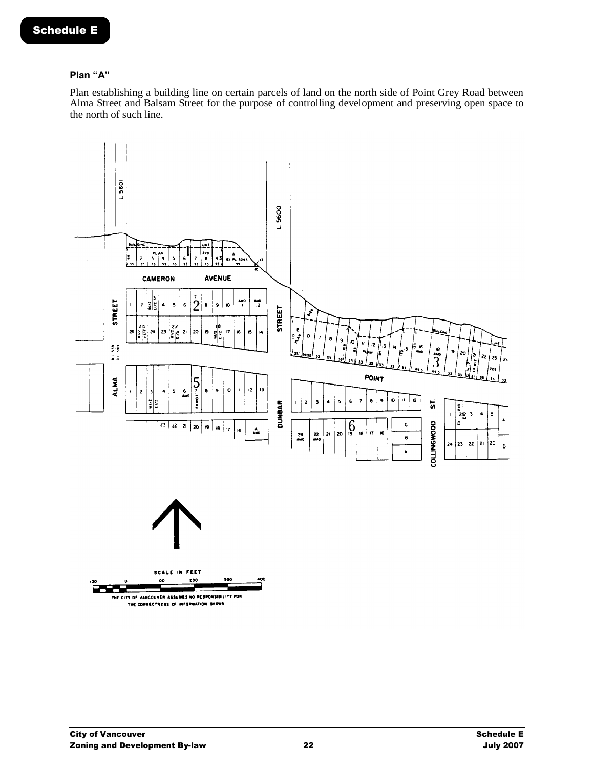Schedule E

### Plan "A"

Plan establishing a building line on certain parcels of land on the north side of Point Grey Road between Alma Street and Balsam Street for the purpose of controlling development and preserving open space to the north of such line.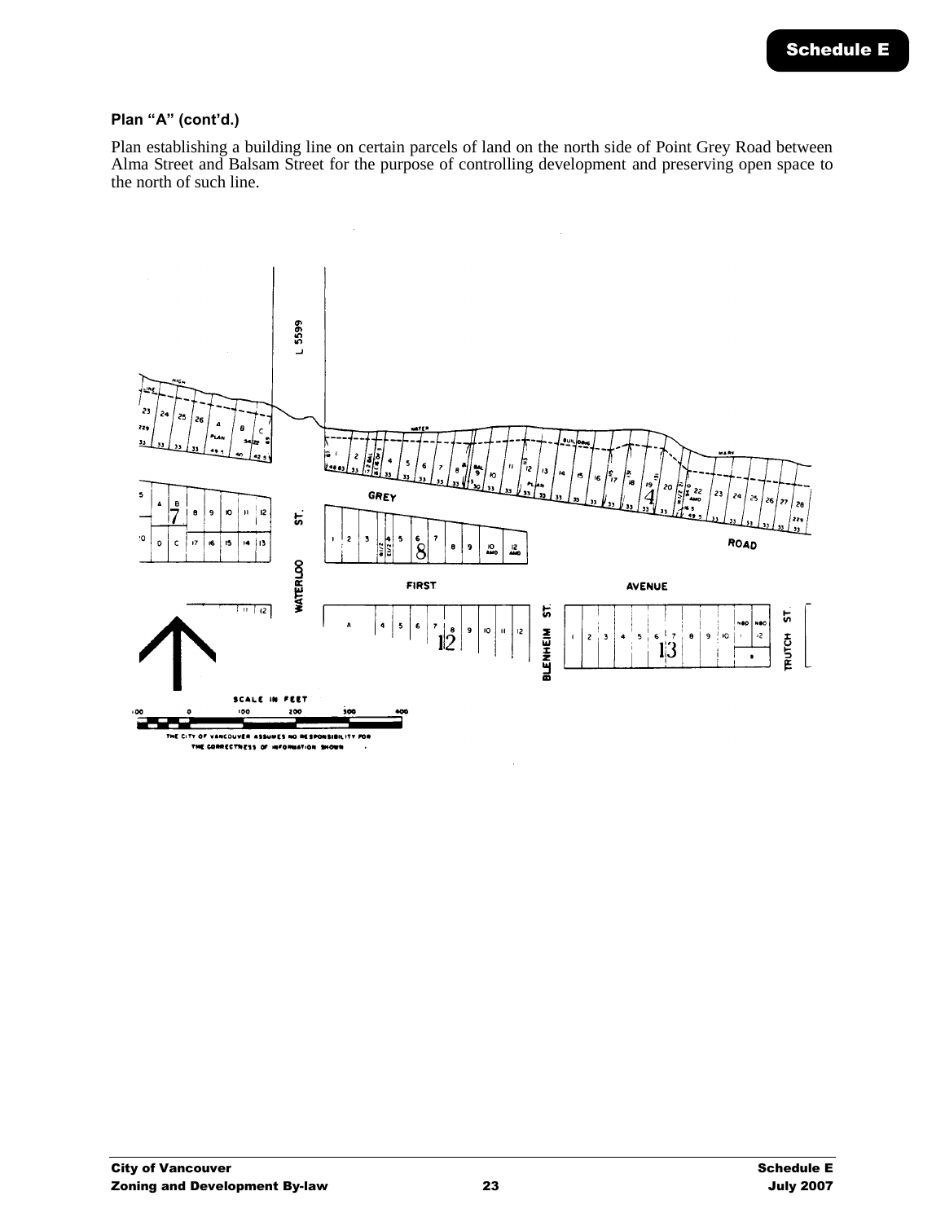Schedule E

**Plan "A" (cont'd.)**

Plan establishing a building line on certain parcels of land on the north side of Point Grey Road between Alma Street and Balsam Street for the purpose of controlling development and preserving open space to the north of such line.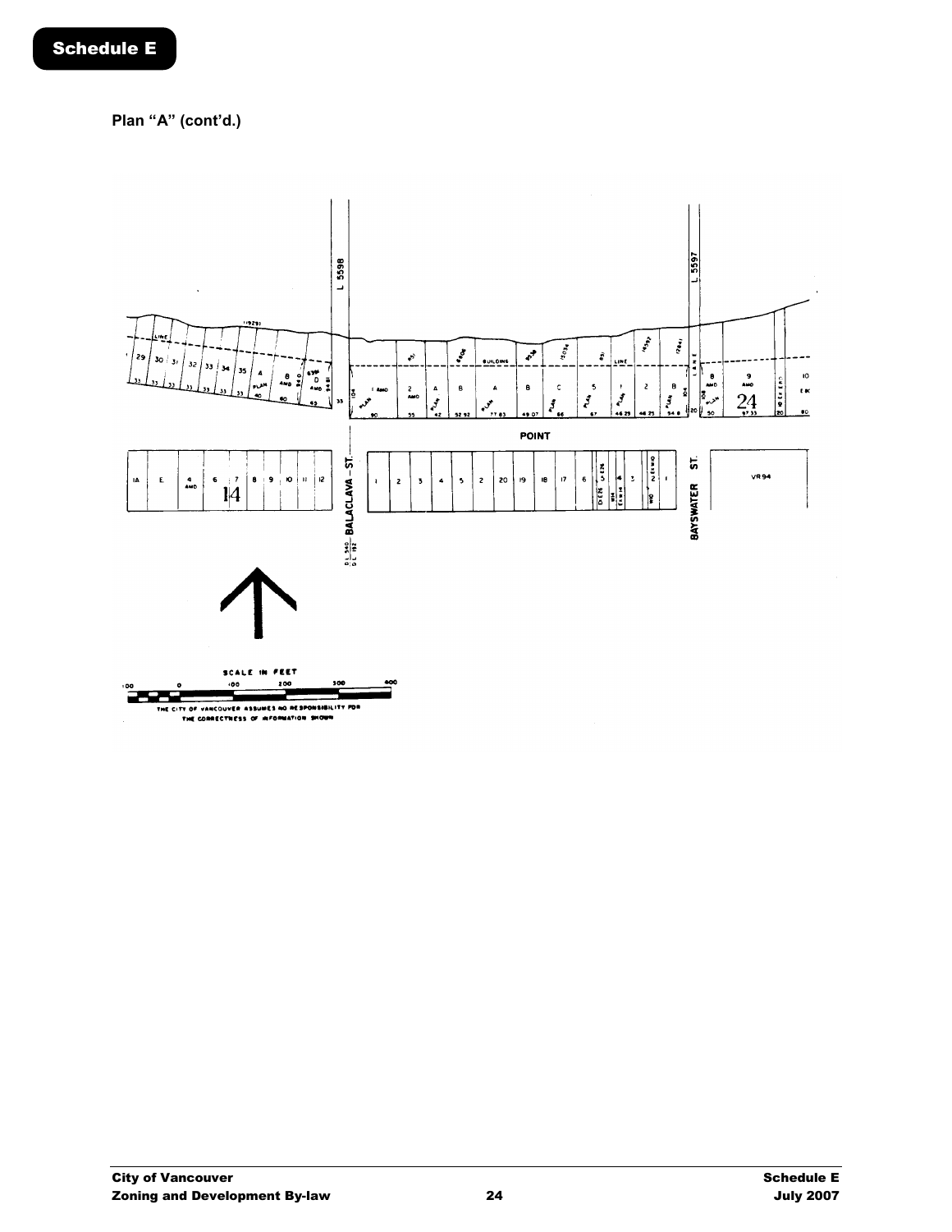# Schedule E

**Plan "A" (cont'd.)**

L 5598

L 5597

BALACLAVA ST.

POINT

BAYSWATER ST.

VR94

D.L. 540
D.L. 192

SCALE IN FEET

100 0 100 200 300 400

THE CITY OF VANCOUVER ASSUMES NO RESPONSIBILITY FOR THE CORRECTNESS OF INFORMATION SHOWN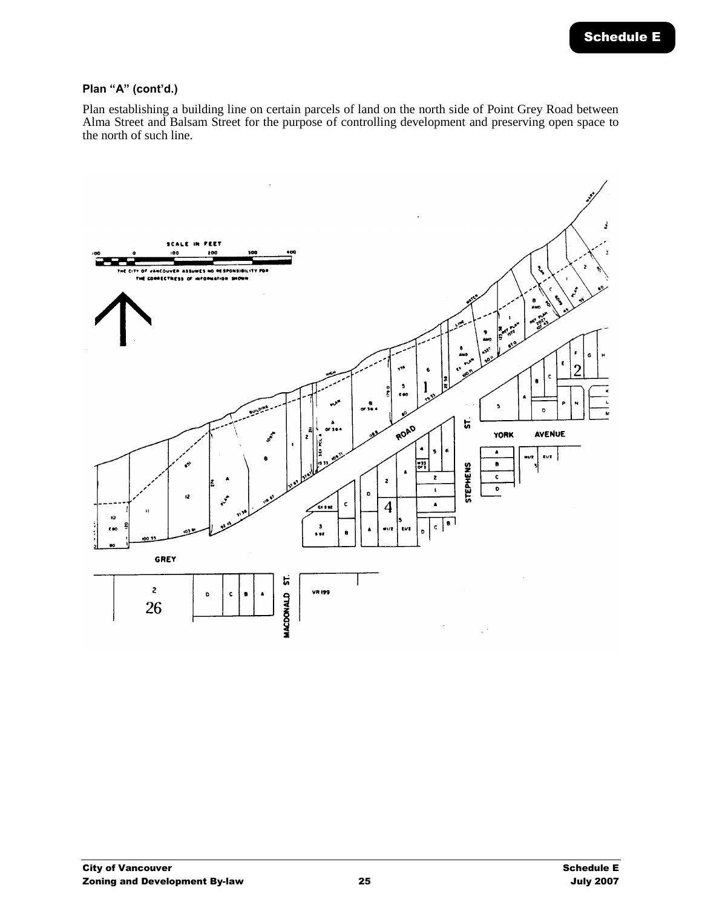Schedule E

**Plan "A" (cont'd.)**

Plan establishing a building line on certain parcels of land on the north side of Point Grey Road between Alma Street and Balsam Street for the purpose of controlling development and preserving open space to the north of such line.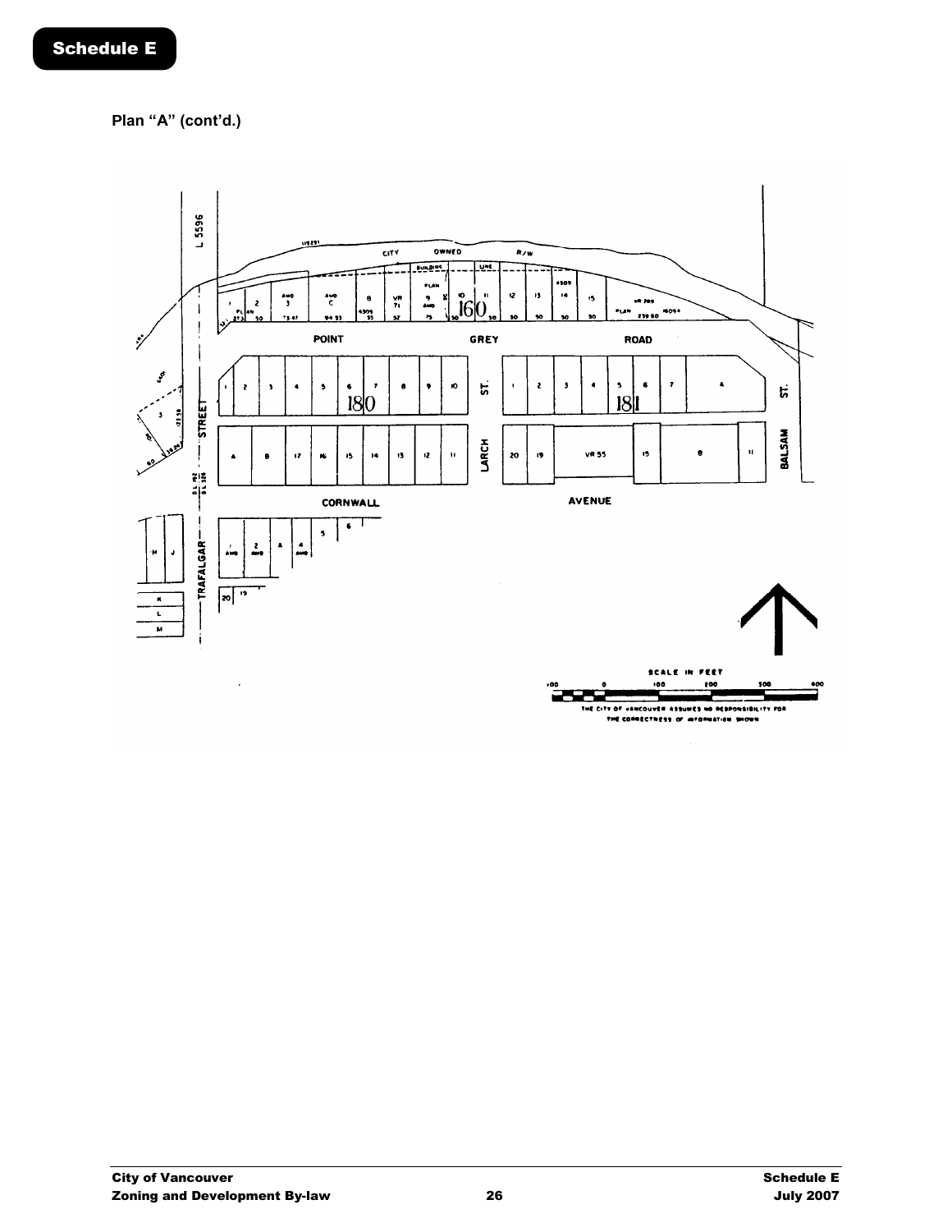Schedule E

**Plan "A" (cont'd.)**

L 5596

CITY OWNED R/W

BUILDING LINE

PLAN

POINT GREY ROAD

160

180

181

STREET

TRAFALGAR

LARCH ST.

BALSAM ST.

CORNWALL AVENUE

SCALE IN FEET

100 0 100 200 300 400

THE CITY OF VANCOUVER ASSUMES NO RESPONSIBILITY FOR THE CORRECTNESS OF INFORMATION SHOWN